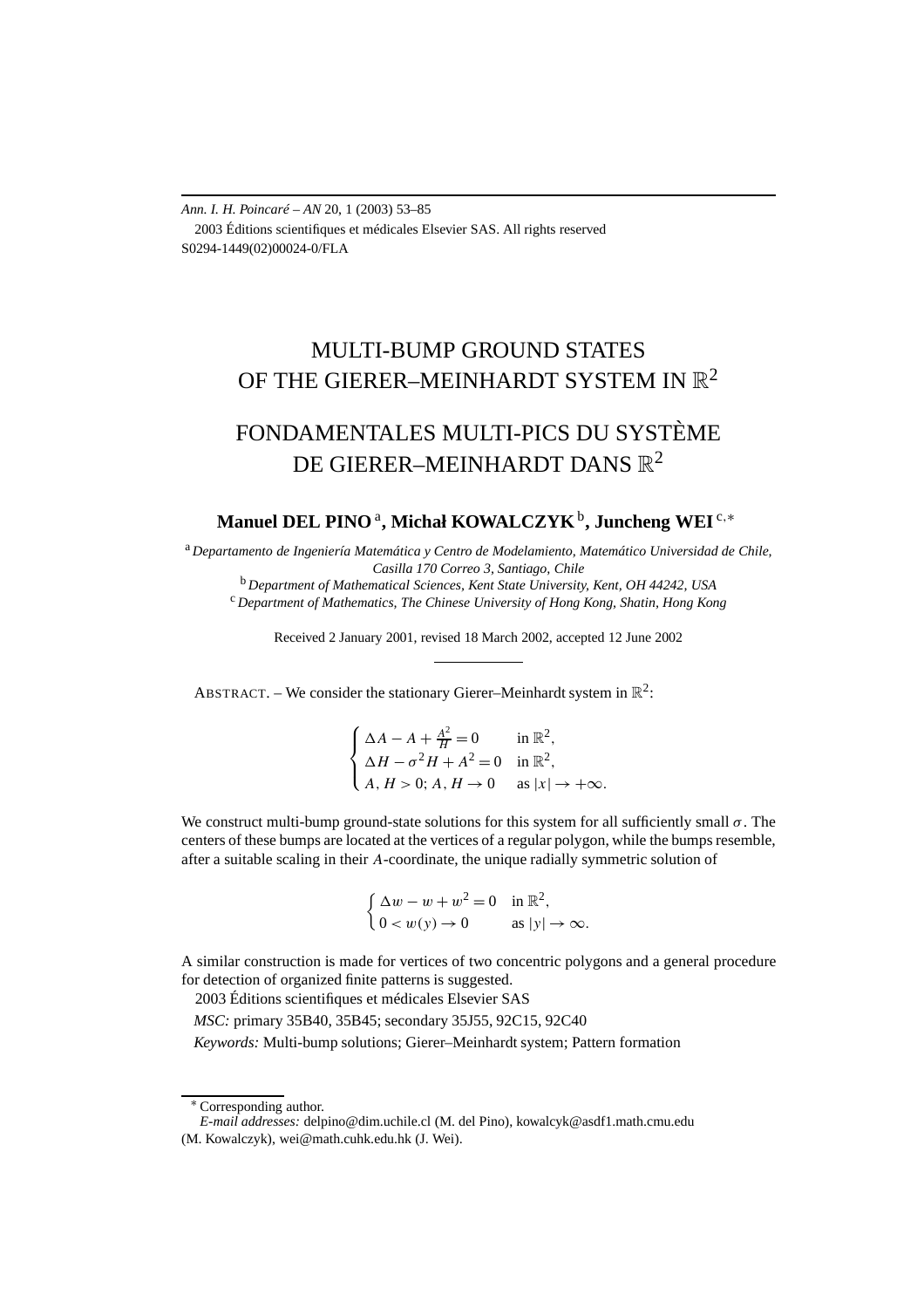# MULTI-BUMP GROUND STATES OF THE GIERER–MEINHARDT SYSTEM IN $\mathbb{R}^2$

# FONDAMENTALES MULTI-PICS DU SYSTÈME DE GIERER–MEINHARDT DANS $\mathbb{R}^2$

**Manuel DEL PINO** [a], **Michał KOWALCZYK** [b], **Juncheng WEI** [c,*]

[a] *Departamento de Ingeniería Matemática y Centro de Modelamiento, Matemático Universidad de Chile, Casilla 170 Correo 3, Santiago, Chile*

[b] *Department of Mathematical Sciences, Kent State University, Kent, OH 44242, USA*

[c] *Department of Mathematics, The Chinese University of Hong Kong, Shatin, Hong Kong*

Received 2 January 2001, revised 18 March 2002, accepted 12 June 2002

---

ABSTRACT. – We consider the stationary Gierer–Meinhardt system in $\mathbb{R}^2$:

$$
\begin{cases}
\Delta A - A + \frac{A^2}{H} = 0 & \text{in } \mathbb{R}^2, \\
\Delta H - \sigma^2 H + A^2 = 0 & \text{in } \mathbb{R}^2, \\
A, H > 0;\ A, H \to 0 & \text{as } |x| \to +\infty.
\end{cases}
$$

We construct multi-bump ground-state solutions for this system for all sufficiently small $\sigma$. The centers of these bumps are located at the vertices of a regular polygon, while the bumps resemble, after a suitable scaling in their $A$-coordinate, the unique radially symmetric solution of

$$
\begin{cases}
\Delta w - w + w^2 = 0 & \text{in } \mathbb{R}^2, \\
0 < w(y) \to 0 & \text{as } |y| \to \infty.
\end{cases}
$$

A similar construction is made for vertices of two concentric polygons and a general procedure for detection of organized finite patterns is suggested.

 2003 Éditions scientifiques et médicales Elsevier SAS

*MSC:* primary 35B40, 35B45; secondary 35J55, 92C15, 92C40

*Keywords:* Multi-bump solutions; Gierer–Meinhardt system; Pattern formation

---

[*] Corresponding author.

*E-mail addresses:* delpino@dim.uchile.cl (M. del Pino), kowalcyk@asdf1.math.cmu.edu (M. Kowalczyk), wei@math.cuhk.edu.hk (J. Wei).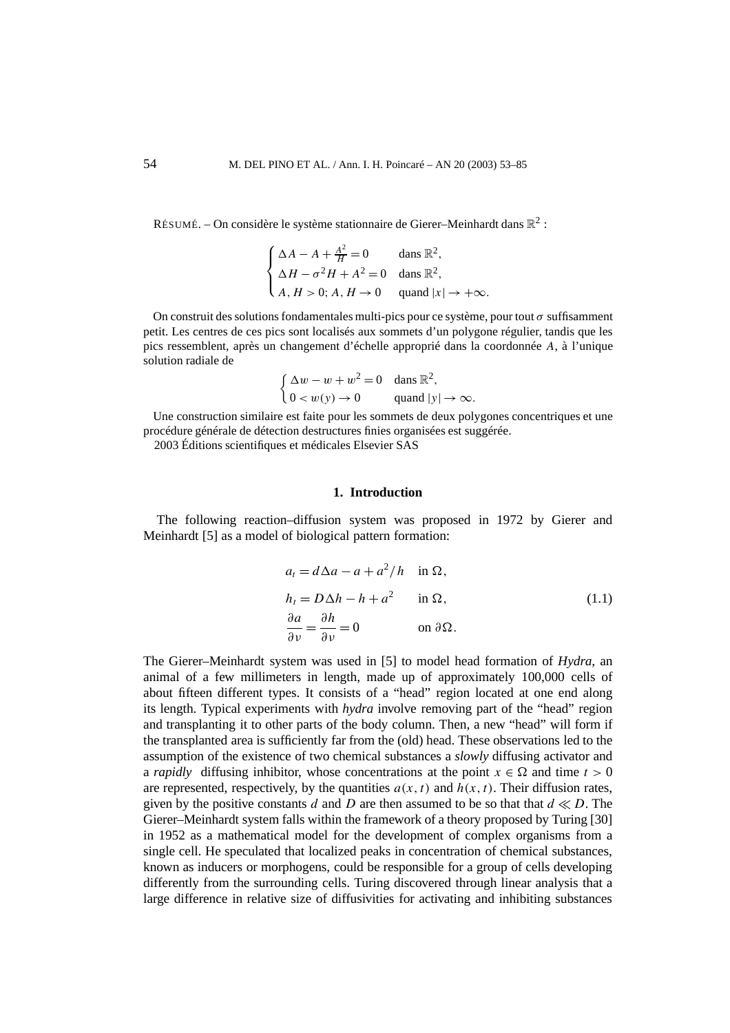RÉSUMÉ. – On considère le système stationnaire de Gierer–Meinhardt dans $\mathbb{R}^2$ :

$$\begin{cases} \Delta A - A + \frac{A^2}{H} = 0 & \text{dans } \mathbb{R}^2, \\ \Delta H - \sigma^2 H + A^2 = 0 & \text{dans } \mathbb{R}^2, \\ A, H > 0;\ A, H \to 0 & \text{quand } |x| \to +\infty. \end{cases}$$

On construit des solutions fondamentales multi-pics pour ce système, pour tout $\sigma$ suffisamment petit. Les centres de ces pics sont localisés aux sommets d'un polygone régulier, tandis que les pics ressemblent, après un changement d'échelle approprié dans la coordonnée $A$, à l'unique solution radiale de

$$\begin{cases} \Delta w - w + w^2 = 0 & \text{dans } \mathbb{R}^2, \\ 0 < w(y) \to 0 & \text{quand } |y| \to \infty. \end{cases}$$

Une construction similaire est faite pour les sommets de deux polygones concentriques et une procédure générale de détection destructures finies organisées est suggérée.
2003 Éditions scientifiques et médicales Elsevier SAS

## 1. Introduction

The following reaction–diffusion system was proposed in 1972 by Gierer and Meinhardt [5] as a model of biological pattern formation:

$$\begin{aligned} &a_t = d\Delta a - a + a^2/h && \text{in } \Omega, \\ &h_t = D\Delta h - h + a^2 && \text{in } \Omega, \\ &\frac{\partial a}{\partial \nu} = \frac{\partial h}{\partial \nu} = 0 && \text{on } \partial\Omega. \end{aligned} \tag{1.1}$$

The Gierer–Meinhardt system was used in [5] to model head formation of *Hydra*, an animal of a few millimeters in length, made up of approximately 100,000 cells of about fifteen different types. It consists of a "head" region located at one end along its length. Typical experiments with *hydra* involve removing part of the "head" region and transplanting it to other parts of the body column. Then, a new "head" will form if the transplanted area is sufficiently far from the (old) head. These observations led to the assumption of the existence of two chemical substances a *slowly* diffusing activator and a *rapidly* diffusing inhibitor, whose concentrations at the point $x \in \Omega$ and time $t > 0$ are represented, respectively, by the quantities $a(x,t)$ and $h(x,t)$. Their diffusion rates, given by the positive constants $d$ and $D$ are then assumed to be so that that $d \ll D$. The Gierer–Meinhardt system falls within the framework of a theory proposed by Turing [30] in 1952 as a mathematical model for the development of complex organisms from a single cell. He speculated that localized peaks in concentration of chemical substances, known as inducers or morphogens, could be responsible for a group of cells developing differently from the surrounding cells. Turing discovered through linear analysis that a large difference in relative size of diffusivities for activating and inhibiting substances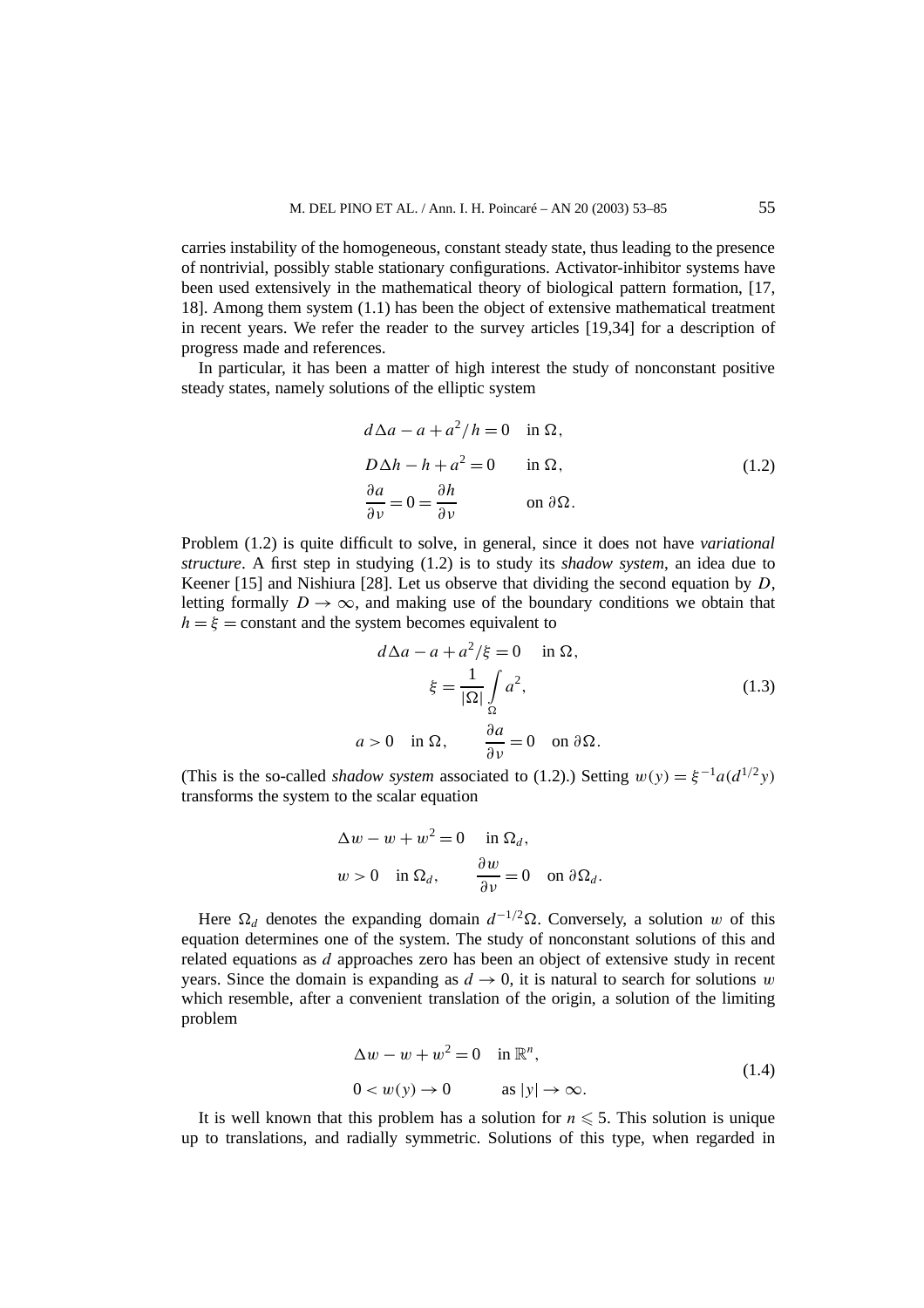carries instability of the homogeneous, constant steady state, thus leading to the presence of nontrivial, possibly stable stationary configurations. Activator-inhibitor systems have been used extensively in the mathematical theory of biological pattern formation, [17, 18]. Among them system (1.1) has been the object of extensive mathematical treatment in recent years. We refer the reader to the survey articles [19,34] for a description of progress made and references.

In particular, it has been a matter of high interest the study of nonconstant positive steady states, namely solutions of the elliptic system

$$
\begin{aligned}
&d\Delta a - a + a^2/h = 0 \quad \text{in } \Omega,\\
&D\Delta h - h + a^2 = 0 \qquad \text{in } \Omega,\\
&\frac{\partial a}{\partial \nu} = 0 = \frac{\partial h}{\partial \nu} \qquad\quad \text{on } \partial\Omega.
\end{aligned}
\tag{1.2}
$$

Problem (1.2) is quite difficult to solve, in general, since it does not have *variational structure*. A first step in studying (1.2) is to study its *shadow system*, an idea due to Keener [15] and Nishiura [28]. Let us observe that dividing the second equation by $D$, letting formally $D \to \infty$, and making use of the boundary conditions we obtain that $h = \xi =$ constant and the system becomes equivalent to

$$
\begin{gathered}
d\Delta a - a + a^2/\xi = 0 \quad \text{in } \Omega,\\
\xi = \frac{1}{|\Omega|}\int_\Omega a^2,\\
a > 0 \quad \text{in } \Omega, \qquad \frac{\partial a}{\partial \nu} = 0 \quad \text{on } \partial\Omega.
\end{gathered}
\tag{1.3}
$$

(This is the so-called *shadow system* associated to (1.2).) Setting $w(y) = \xi^{-1}a(d^{1/2}y)$ transforms the system to the scalar equation

$$
\begin{aligned}
&\Delta w - w + w^2 = 0 \quad \text{in } \Omega_d,\\
&w > 0 \quad \text{in } \Omega_d, \qquad \frac{\partial w}{\partial \nu} = 0 \quad \text{on } \partial\Omega_d.
\end{aligned}
$$

Here $\Omega_d$ denotes the expanding domain $d^{-1/2}\Omega$. Conversely, a solution $w$ of this equation determines one of the system. The study of nonconstant solutions of this and related equations as $d$ approaches zero has been an object of extensive study in recent years. Since the domain is expanding as $d \to 0$, it is natural to search for solutions $w$ which resemble, after a convenient translation of the origin, a solution of the limiting problem

$$
\begin{aligned}
&\Delta w - w + w^2 = 0 \quad \text{in } \mathbb{R}^n,\\
&0 < w(y) \to 0 \qquad \text{as } |y| \to \infty.
\end{aligned}
\tag{1.4}
$$

It is well known that this problem has a solution for $n \leqslant 5$. This solution is unique up to translations, and radially symmetric. Solutions of this type, when regarded in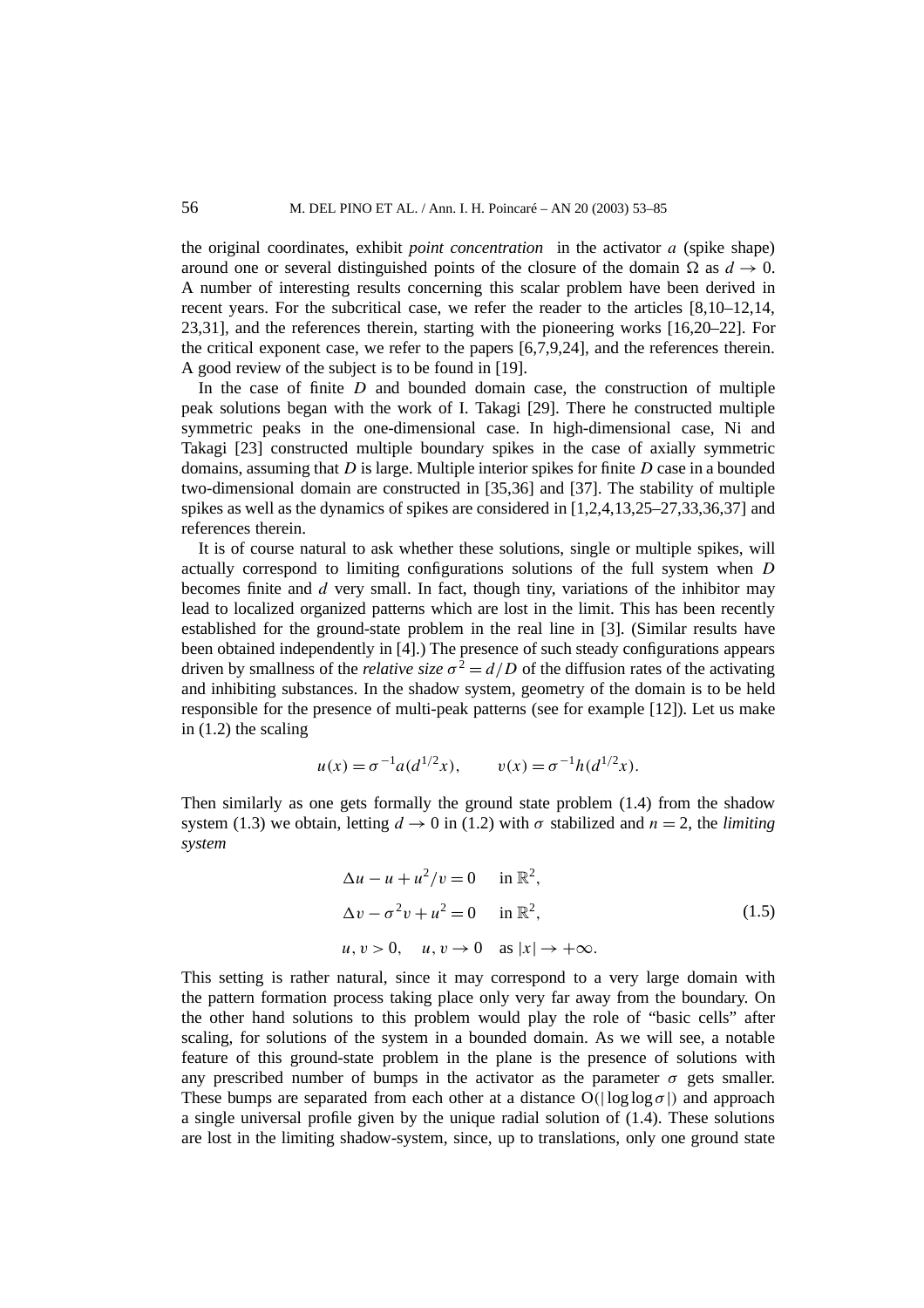the original coordinates, exhibit *point concentration* in the activator $a$ (spike shape) around one or several distinguished points of the closure of the domain $\Omega$ as $d \to 0$. A number of interesting results concerning this scalar problem have been derived in recent years. For the subcritical case, we refer the reader to the articles [8,10–12,14, 23,31], and the references therein, starting with the pioneering works [16,20–22]. For the critical exponent case, we refer to the papers [6,7,9,24], and the references therein. A good review of the subject is to be found in [19].

In the case of finite $D$ and bounded domain case, the construction of multiple peak solutions began with the work of I. Takagi [29]. There he constructed multiple symmetric peaks in the one-dimensional case. In high-dimensional case, Ni and Takagi [23] constructed multiple boundary spikes in the case of axially symmetric domains, assuming that $D$ is large. Multiple interior spikes for finite $D$ case in a bounded two-dimensional domain are constructed in [35,36] and [37]. The stability of multiple spikes as well as the dynamics of spikes are considered in [1,2,4,13,25–27,33,36,37] and references therein.

It is of course natural to ask whether these solutions, single or multiple spikes, will actually correspond to limiting configurations solutions of the full system when $D$ becomes finite and $d$ very small. In fact, though tiny, variations of the inhibitor may lead to localized organized patterns which are lost in the limit. This has been recently established for the ground-state problem in the real line in [3]. (Similar results have been obtained independently in [4].) The presence of such steady configurations appears driven by smallness of the *relative size* $\sigma^2 = d/D$ of the diffusion rates of the activating and inhibiting substances. In the shadow system, geometry of the domain is to be held responsible for the presence of multi-peak patterns (see for example [12]). Let us make in (1.2) the scaling

$$u(x) = \sigma^{-1} a(d^{1/2}x), \qquad v(x) = \sigma^{-1} h(d^{1/2}x).$$

Then similarly as one gets formally the ground state problem (1.4) from the shadow system (1.3) we obtain, letting $d \to 0$ in (1.2) with $\sigma$ stabilized and $n = 2$, the *limiting system*

$$\begin{aligned}
&\Delta u - u + u^2/v = 0 \quad \text{in } \mathbb{R}^2,\\
&\Delta v - \sigma^2 v + u^2 = 0 \quad \text{in } \mathbb{R}^2, \\
&u, v > 0, \quad u, v \to 0 \quad \text{as } |x| \to +\infty.
\end{aligned} \tag{1.5}$$

This setting is rather natural, since it may correspond to a very large domain with the pattern formation process taking place only very far away from the boundary. On the other hand solutions to this problem would play the role of "basic cells" after scaling, for solutions of the system in a bounded domain. As we will see, a notable feature of this ground-state problem in the plane is the presence of solutions with any prescribed number of bumps in the activator as the parameter $\sigma$ gets smaller. These bumps are separated from each other at a distance $O(|\log \log \sigma|)$ and approach a single universal profile given by the unique radial solution of (1.4). These solutions are lost in the limiting shadow-system, since, up to translations, only one ground state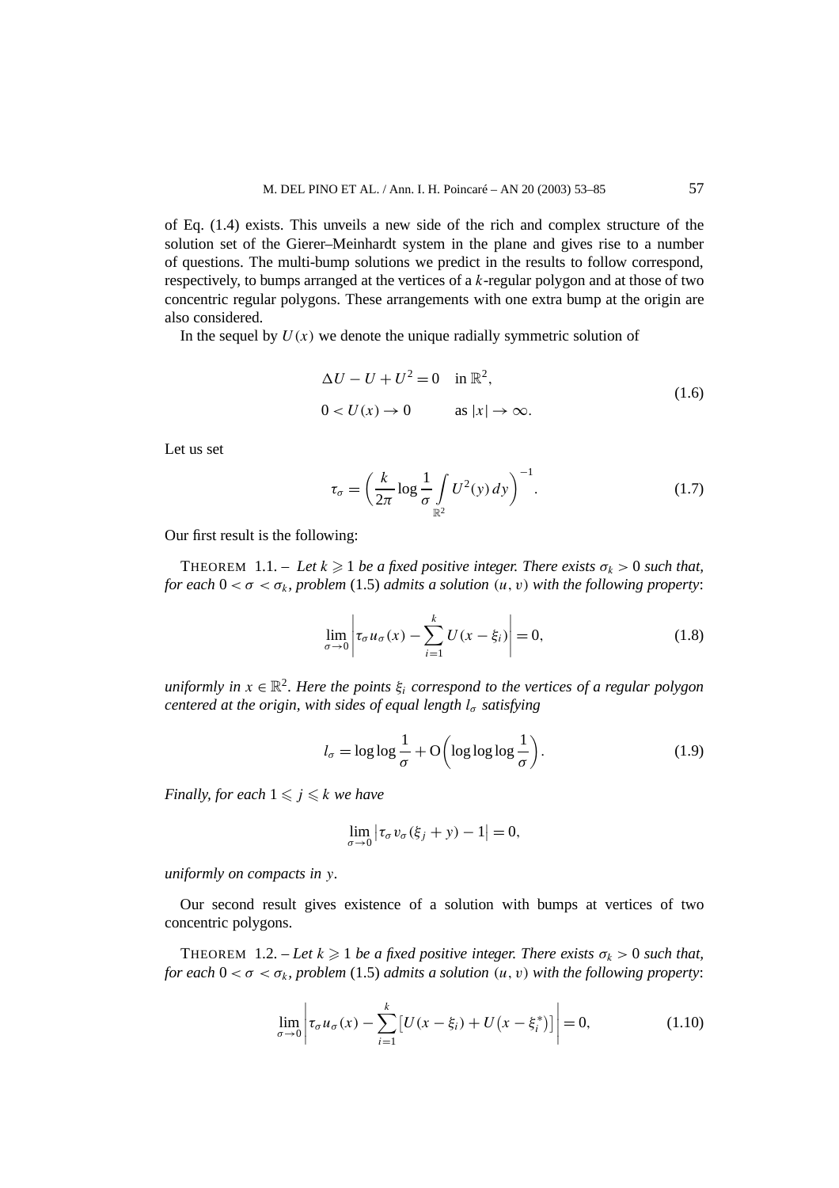of Eq. (1.4) exists. This unveils a new side of the rich and complex structure of the solution set of the Gierer–Meinhardt system in the plane and gives rise to a number of questions. The multi-bump solutions we predict in the results to follow correspond, respectively, to bumps arranged at the vertices of a $k$-regular polygon and at those of two concentric regular polygons. These arrangements with one extra bump at the origin are also considered.

In the sequel by $U(x)$ we denote the unique radially symmetric solution of

$$
\begin{aligned}
&\Delta U - U + U^2 = 0 \quad \text{in } \mathbb{R}^2,\\
&0 < U(x) \to 0 \qquad \text{as } |x| \to \infty.
\end{aligned}
\tag{1.6}
$$

Let us set

$$
\tau_\sigma = \left( \frac{k}{2\pi} \log \frac{1}{\sigma} \int_{\mathbb{R}^2} U^2(y)\, dy \right)^{-1}. \tag{1.7}
$$

Our first result is the following:

THEOREM 1.1. – *Let $k \geqslant 1$ be a fixed positive integer. There exists $\sigma_k > 0$ such that, for each $0 < \sigma < \sigma_k$, problem* (1.5) *admits a solution $(u, v)$ with the following property*:

$$
\lim_{\sigma \to 0} \left| \tau_\sigma u_\sigma(x) - \sum_{i=1}^{k} U(x - \xi_i) \right| = 0, \tag{1.8}
$$

*uniformly in $x \in \mathbb{R}^2$. Here the points $\xi_i$ correspond to the vertices of a regular polygon centered at the origin, with sides of equal length $l_\sigma$ satisfying*

$$
l_\sigma = \log\log \frac{1}{\sigma} + \mathrm{O}\left( \log\log\log \frac{1}{\sigma} \right). \tag{1.9}
$$

*Finally, for each $1 \leqslant j \leqslant k$ we have*

$$
\lim_{\sigma \to 0} \left| \tau_\sigma v_\sigma(\xi_j + y) - 1 \right| = 0,
$$

*uniformly on compacts in $y$.*

Our second result gives existence of a solution with bumps at vertices of two concentric polygons.

THEOREM 1.2. – *Let $k \geqslant 1$ be a fixed positive integer. There exists $\sigma_k > 0$ such that, for each $0 < \sigma < \sigma_k$, problem* (1.5) *admits a solution $(u, v)$ with the following property*:

$$
\lim_{\sigma \to 0} \left| \tau_\sigma u_\sigma(x) - \sum_{i=1}^{k} \left[ U(x - \xi_i) + U\left(x - \xi_i^*\right) \right] \right| = 0, \tag{1.10}
$$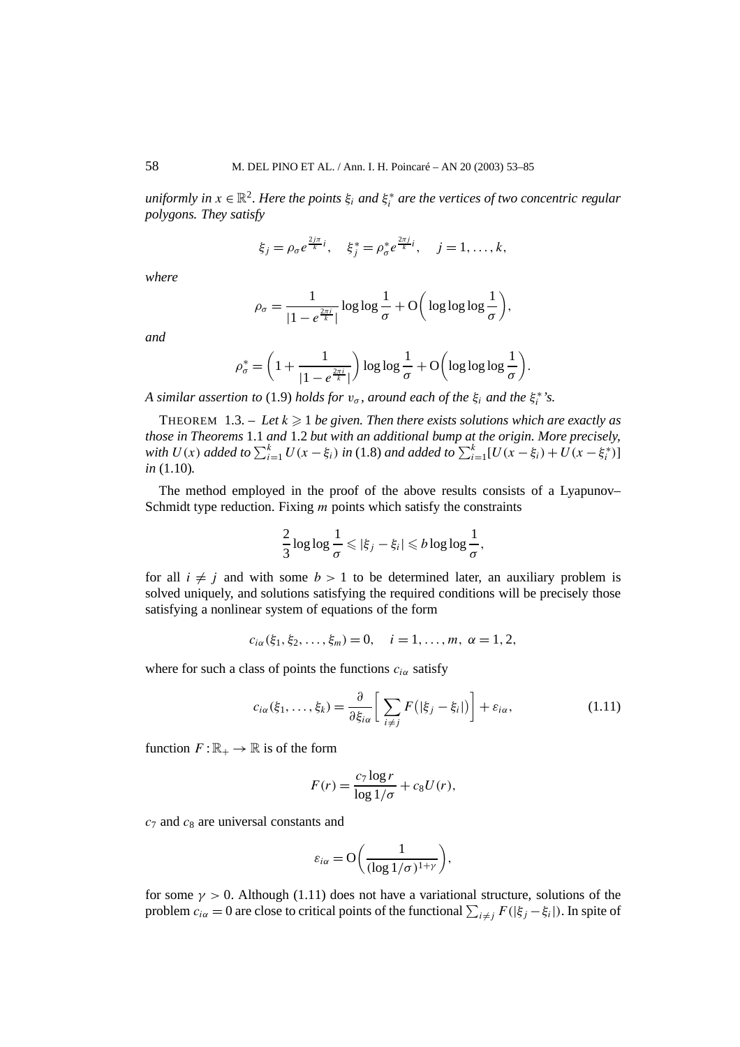*uniformly in $x \in \mathbb{R}^2$. Here the points $\xi_i$ and $\xi_i^*$ are the vertices of two concentric regular polygons. They satisfy*

$$\xi_j = \rho_\sigma e^{\frac{2j\pi}{k}i}, \quad \xi_j^* = \rho_\sigma^* e^{\frac{2\pi j}{k}i}, \quad j = 1, \ldots, k,$$

*where*

$$\rho_\sigma = \frac{1}{|1 - e^{\frac{2\pi i}{k}}|} \log\log\frac{1}{\sigma} + \mathrm{O}\bigg(\log\log\log\frac{1}{\sigma}\bigg),$$

*and*

$$\rho_\sigma^* = \bigg(1 + \frac{1}{|1 - e^{\frac{2\pi i}{k}}|}\bigg) \log\log\frac{1}{\sigma} + \mathrm{O}\bigg(\log\log\log\frac{1}{\sigma}\bigg).$$

*A similar assertion to* (1.9) *holds for $v_\sigma$, around each of the $\xi_i$ and the $\xi_i^*$'s.*

THEOREM 1.3. – *Let $k \geqslant 1$ be given. Then there exists solutions which are exactly as those in Theorems* 1.1 *and* 1.2 *but with an additional bump at the origin. More precisely, with $U(x)$ added to $\sum_{i=1}^k U(x - \xi_i)$ in* (1.8) *and added to $\sum_{i=1}^k [U(x - \xi_i) + U(x - \xi_i^*)]$ in* (1.10)*.*

The method employed in the proof of the above results consists of a Lyapunov–Schmidt type reduction. Fixing $m$ points which satisfy the constraints

$$\frac{2}{3}\log\log\frac{1}{\sigma} \leqslant |\xi_j - \xi_i| \leqslant b\log\log\frac{1}{\sigma},$$

for all $i \neq j$ and with some $b > 1$ to be determined later, an auxiliary problem is solved uniquely, and solutions satisfying the required conditions will be precisely those satisfying a nonlinear system of equations of the form

$$c_{i\alpha}(\xi_1, \xi_2, \ldots, \xi_m) = 0, \quad i = 1, \ldots, m, \ \alpha = 1, 2,$$

where for such a class of points the functions $c_{i\alpha}$ satisfy

$$c_{i\alpha}(\xi_1, \ldots, \xi_k) = \frac{\partial}{\partial \xi_{i\alpha}}\bigg[\sum_{i \neq j} F\big(|\xi_j - \xi_i|\big)\bigg] + \varepsilon_{i\alpha}, \tag{1.11}$$

function $F : \mathbb{R}_+ \to \mathbb{R}$ is of the form

$$F(r) = \frac{c_7 \log r}{\log 1/\sigma} + c_8 U(r),$$

$c_7$ and $c_8$ are universal constants and

$$\varepsilon_{i\alpha} = \mathrm{O}\bigg(\frac{1}{(\log 1/\sigma)^{1+\gamma}}\bigg),$$

for some $\gamma > 0$. Although (1.11) does not have a variational structure, solutions of the problem $c_{i\alpha} = 0$ are close to critical points of the functional $\sum_{i \neq j} F(|\xi_j - \xi_i|)$. In spite of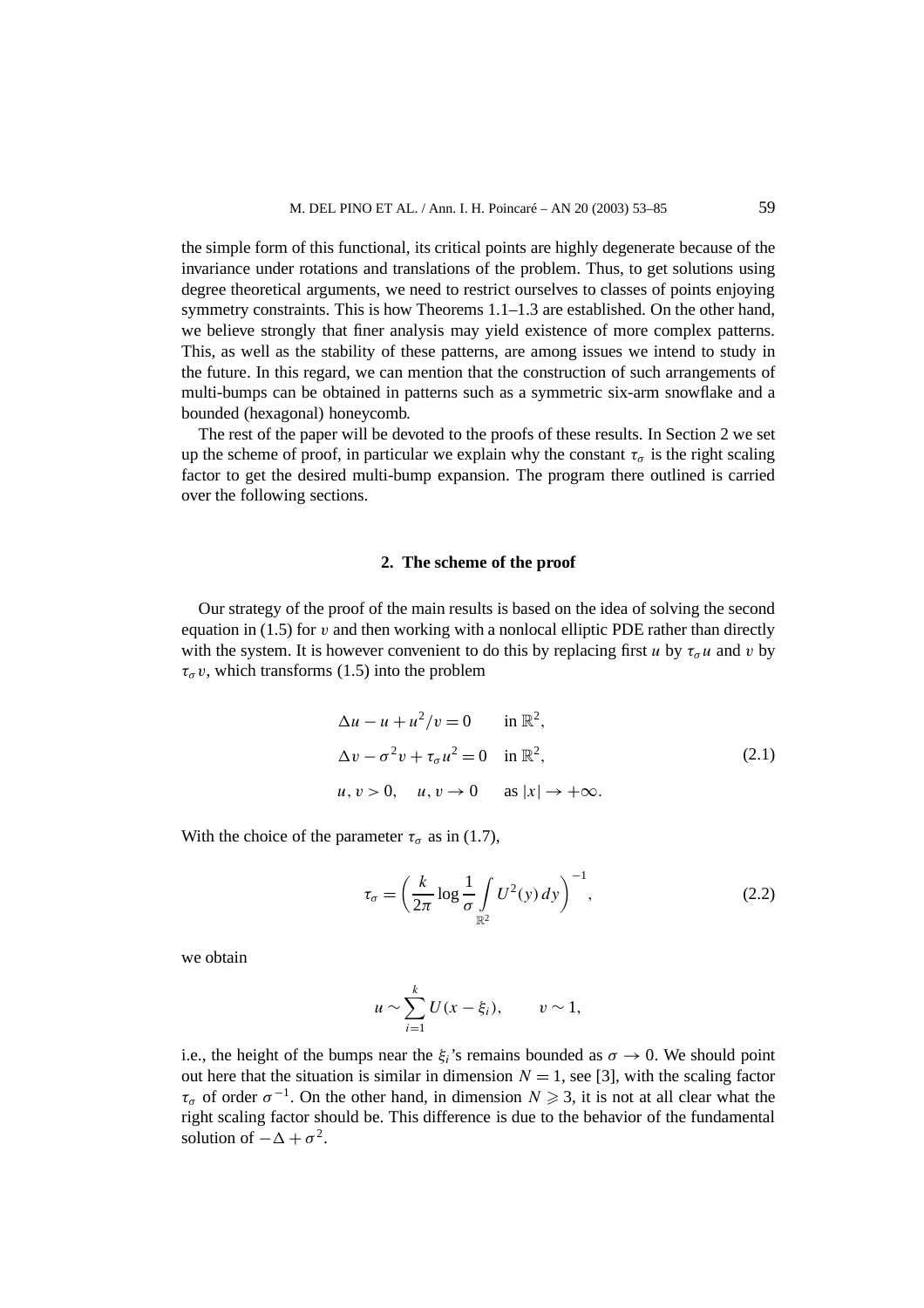the simple form of this functional, its critical points are highly degenerate because of the invariance under rotations and translations of the problem. Thus, to get solutions using degree theoretical arguments, we need to restrict ourselves to classes of points enjoying symmetry constraints. This is how Theorems 1.1–1.3 are established. On the other hand, we believe strongly that finer analysis may yield existence of more complex patterns. This, as well as the stability of these patterns, are among issues we intend to study in the future. In this regard, we can mention that the construction of such arrangements of multi-bumps can be obtained in patterns such as a symmetric six-arm snowflake and a bounded (hexagonal) honeycomb.

The rest of the paper will be devoted to the proofs of these results. In Section 2 we set up the scheme of proof, in particular we explain why the constant $\tau_\sigma$ is the right scaling factor to get the desired multi-bump expansion. The program there outlined is carried over the following sections.

## 2. The scheme of the proof

Our strategy of the proof of the main results is based on the idea of solving the second equation in (1.5) for $v$ and then working with a nonlocal elliptic PDE rather than directly with the system. It is however convenient to do this by replacing first $u$ by $\tau_\sigma u$ and $v$ by $\tau_\sigma v$, which transforms (1.5) into the problem

$$
\begin{aligned}
&\Delta u - u + u^2/v = 0 \qquad \text{in } \mathbb{R}^2,\\
&\Delta v - \sigma^2 v + \tau_\sigma u^2 = 0 \quad \text{in } \mathbb{R}^2,\\
&u, v > 0, \quad u, v \to 0 \qquad \text{as } |x| \to +\infty.
\end{aligned}
\tag{2.1}
$$

With the choice of the parameter $\tau_\sigma$ as in (1.7),

$$
\tau_\sigma = \left( \frac{k}{2\pi} \log \frac{1}{\sigma} \int_{\mathbb{R}^2} U^2(y)\, dy \right)^{-1},
\tag{2.2}
$$

we obtain

$$
u \sim \sum_{i=1}^{k} U(x - \xi_i), \qquad v \sim 1,
$$

i.e., the height of the bumps near the $\xi_i$'s remains bounded as $\sigma \to 0$. We should point out here that the situation is similar in dimension $N = 1$, see [3], with the scaling factor $\tau_\sigma$ of order $\sigma^{-1}$. On the other hand, in dimension $N \geqslant 3$, it is not at all clear what the right scaling factor should be. This difference is due to the behavior of the fundamental solution of $-\Delta + \sigma^2$.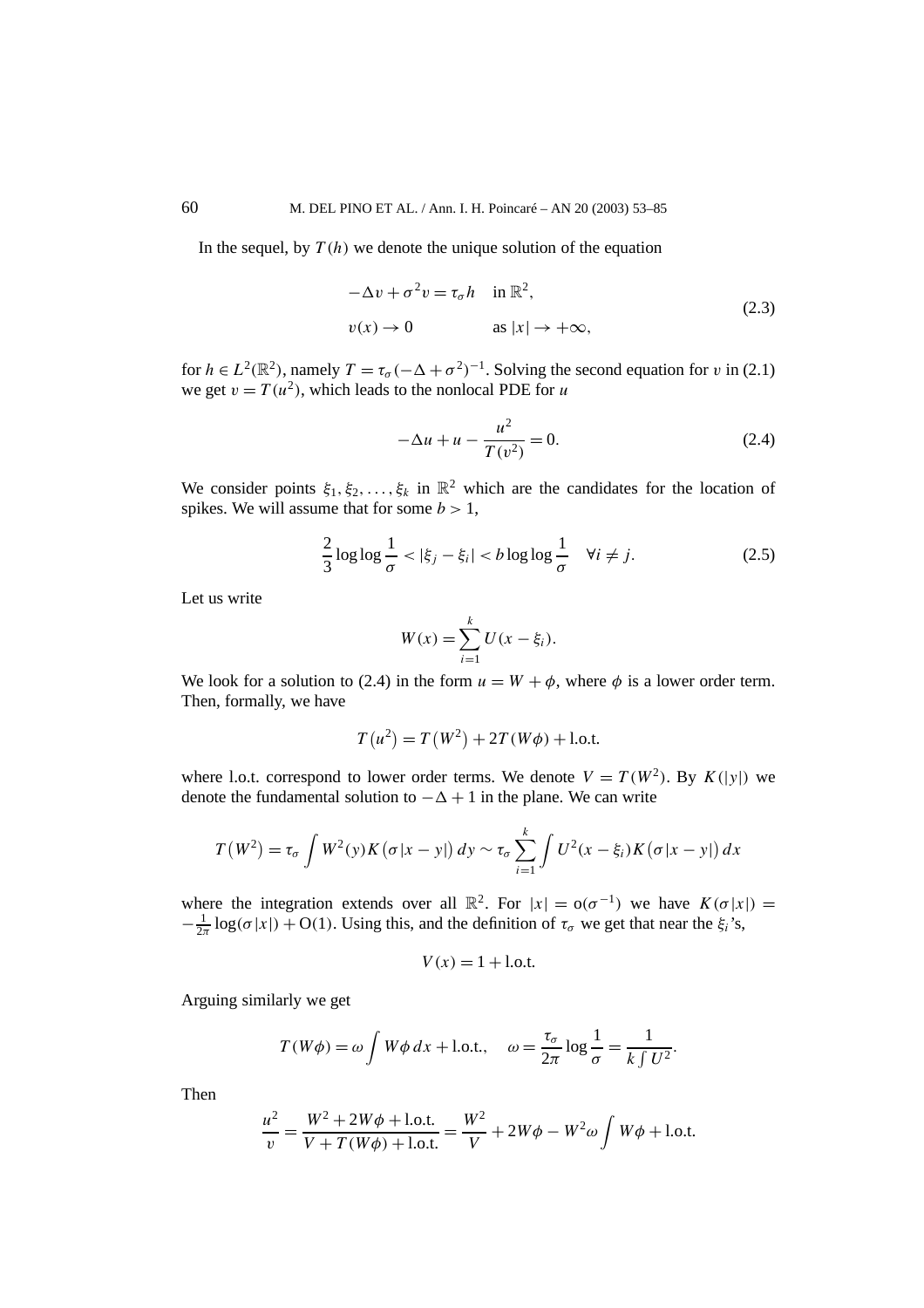In the sequel, by $T(h)$ we denote the unique solution of the equation

$$
\begin{aligned}
&-\Delta v + \sigma^2 v = \tau_\sigma h \quad \text{in } \mathbb{R}^2, \\
&v(x) \to 0 \qquad\qquad \text{as } |x| \to +\infty,
\end{aligned}
\tag{2.3}
$$

for $h \in L^2(\mathbb{R}^2)$, namely $T = \tau_\sigma(-\Delta + \sigma^2)^{-1}$. Solving the second equation for $v$ in (2.1) we get $v = T(u^2)$, which leads to the nonlocal PDE for $u$

$$
-\Delta u + u - \frac{u^2}{T(v^2)} = 0. \tag{2.4}
$$

We consider points $\xi_1, \xi_2, \ldots, \xi_k$ in $\mathbb{R}^2$ which are the candidates for the location of spikes. We will assume that for some $b > 1$,

$$
\frac{2}{3} \log\log \frac{1}{\sigma} < |\xi_j - \xi_i| < b \log\log \frac{1}{\sigma} \quad \forall i \neq j. \tag{2.5}
$$

Let us write

$$
W(x) = \sum_{i=1}^{k} U(x - \xi_i).
$$

We look for a solution to (2.4) in the form $u = W + \phi$, where $\phi$ is a lower order term. Then, formally, we have

$$
T\left(u^2\right) = T\left(W^2\right) + 2T(W\phi) + \text{l.o.t.}
$$

where l.o.t. correspond to lower order terms. We denote $V = T(W^2)$. By $K(|y|)$ we denote the fundamental solution to $-\Delta + 1$ in the plane. We can write

$$
T\left(W^2\right) = \tau_\sigma \int W^2(y) K\left(\sigma|x - y|\right) dy \sim \tau_\sigma \sum_{i=1}^{k} \int U^2(x - \xi_i) K\left(\sigma|x - y|\right) dx
$$

where the integration extends over all $\mathbb{R}^2$. For $|x| = \mathrm{o}(\sigma^{-1})$ we have $K(\sigma|x|) = -\frac{1}{2\pi}\log(\sigma|x|) + \mathrm{O}(1)$. Using this, and the definition of $\tau_\sigma$ we get that near the $\xi_i$'s,

$$
V(x) = 1 + \text{l.o.t.}
$$

Arguing similarly we get

$$
T(W\phi) = \omega \int W\phi\, dx + \text{l.o.t.}, \quad \omega = \frac{\tau_\sigma}{2\pi} \log \frac{1}{\sigma} = \frac{1}{k\int U^2}.
$$

Then

$$
\frac{u^2}{v} = \frac{W^2 + 2W\phi + \text{l.o.t.}}{V + T(W\phi) + \text{l.o.t.}} = \frac{W^2}{V} + 2W\phi - W^2\omega \int W\phi + \text{l.o.t.}
$$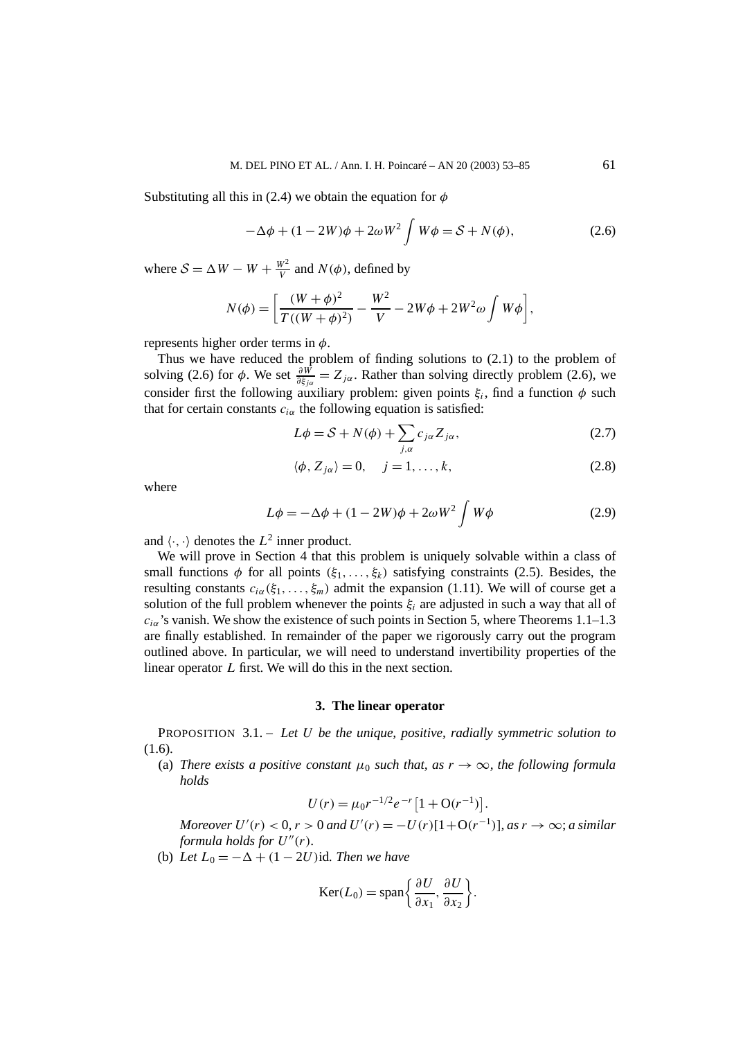Substituting all this in (2.4) we obtain the equation for $\phi$

$$-\Delta\phi + (1-2W)\phi + 2\omega W^2 \int W\phi = \mathcal{S} + N(\phi), \tag{2.6}$$

where $\mathcal{S} = \Delta W - W + \frac{W^2}{V}$ and $N(\phi)$, defined by

$$N(\phi) = \left[\frac{(W+\phi)^2}{T((W+\phi)^2)} - \frac{W^2}{V} - 2W\phi + 2W^2\omega \int W\phi\right],$$

represents higher order terms in $\phi$.

Thus we have reduced the problem of finding solutions to (2.1) to the problem of solving (2.6) for $\phi$. We set $\frac{\partial W}{\partial \xi_{j\alpha}} = Z_{j\alpha}$. Rather than solving directly problem (2.6), we consider first the following auxiliary problem: given points $\xi_i$, find a function $\phi$ such that for certain constants $c_{i\alpha}$ the following equation is satisfied:

$$L\phi = \mathcal{S} + N(\phi) + \sum_{j,\alpha} c_{j\alpha} Z_{j\alpha}, \tag{2.7}$$

$$\langle \phi, Z_{j\alpha}\rangle = 0, \quad j = 1, \ldots, k, \tag{2.8}$$

where

$$L\phi = -\Delta\phi + (1-2W)\phi + 2\omega W^2 \int W\phi \tag{2.9}$$

and $\langle \cdot, \cdot \rangle$ denotes the $L^2$ inner product.

We will prove in Section 4 that this problem is uniquely solvable within a class of small functions $\phi$ for all points $(\xi_1, \ldots, \xi_k)$ satisfying constraints (2.5). Besides, the resulting constants $c_{i\alpha}(\xi_1, \ldots, \xi_m)$ admit the expansion (1.11). We will of course get a solution of the full problem whenever the points $\xi_i$ are adjusted in such a way that all of $c_{i\alpha}$'s vanish. We show the existence of such points in Section 5, where Theorems 1.1–1.3 are finally established. In remainder of the paper we rigorously carry out the program outlined above. In particular, we will need to understand invertibility properties of the linear operator $L$ first. We will do this in the next section.

## 3. The linear operator

PROPOSITION 3.1. – *Let $U$ be the unique, positive, radially symmetric solution to* (1.6).

(a) *There exists a positive constant $\mu_0$ such that, as $r \to \infty$, the following formula holds*

$$U(r) = \mu_0 r^{-1/2} e^{-r}\left[1 + \mathrm{O}(r^{-1})\right].$$

*Moreover $U'(r) < 0$, $r > 0$ and $U'(r) = -U(r)[1 + \mathrm{O}(r^{-1})]$, as $r \to \infty$; a similar formula holds for $U''(r)$.*

(b) *Let $L_0 = -\Delta + (1-2U)\mathrm{id}$. Then we have*

$$\mathrm{Ker}(L_0) = \mathrm{span}\left\{\frac{\partial U}{\partial x_1}, \frac{\partial U}{\partial x_2}\right\}.$$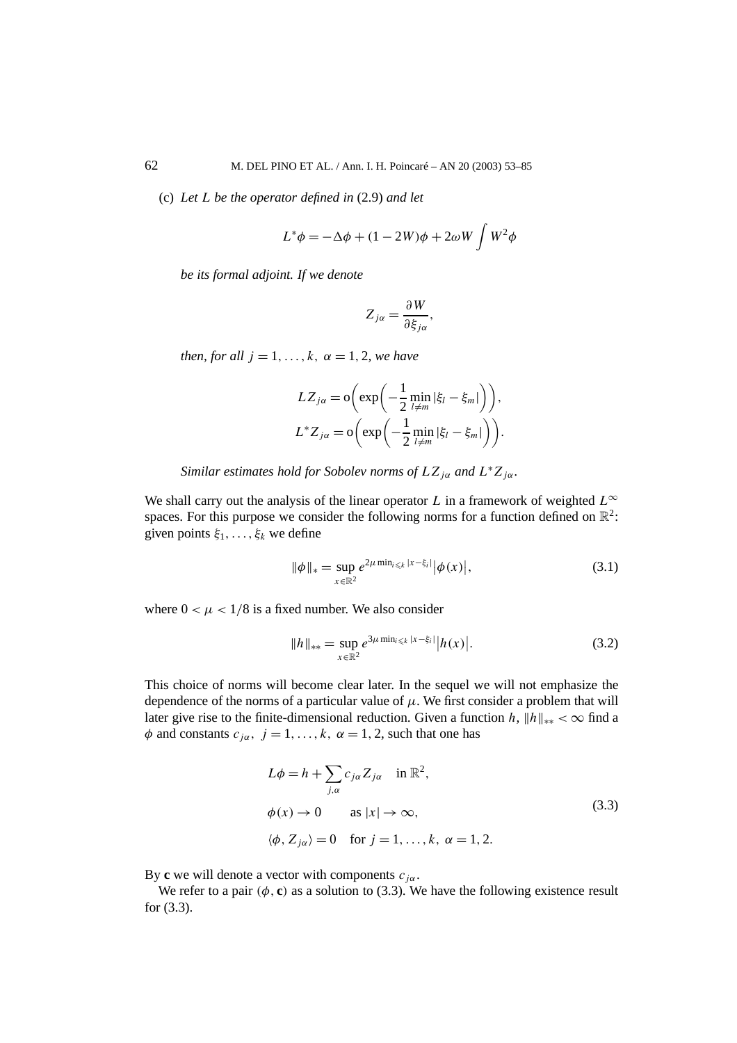(c) *Let $L$ be the operator defined in* (2.9) *and let*

$$L^*\phi = -\Delta\phi + (1-2W)\phi + 2\omega W \int W^2\phi$$

*be its formal adjoint. If we denote*

$$Z_{j\alpha} = \frac{\partial W}{\partial \xi_{j\alpha}},$$

*then, for all $j = 1, \ldots, k,\ \alpha = 1, 2$, we have*

$$LZ_{j\alpha} = \mathrm{o}\left(\exp\left(-\frac{1}{2}\min_{l\neq m}|\xi_l - \xi_m|\right)\right),$$
$$L^*Z_{j\alpha} = \mathrm{o}\left(\exp\left(-\frac{1}{2}\min_{l\neq m}|\xi_l - \xi_m|\right)\right).$$

*Similar estimates hold for Sobolev norms of $LZ_{j\alpha}$ and $L^*Z_{j\alpha}$.*

We shall carry out the analysis of the linear operator $L$ in a framework of weighted $L^\infty$ spaces. For this purpose we consider the following norms for a function defined on $\mathbb{R}^2$: given points $\xi_1, \ldots, \xi_k$ we define

$$\|\phi\|_* = \sup_{x\in\mathbb{R}^2} e^{2\mu \min_{i\leqslant k}|x-\xi_i|}\left|\phi(x)\right|, \tag{3.1}$$

where $0 < \mu < 1/8$ is a fixed number. We also consider

$$\|h\|_{**} = \sup_{x\in\mathbb{R}^2} e^{3\mu \min_{i\leqslant k}|x-\xi_i|}\left|h(x)\right|. \tag{3.2}$$

This choice of norms will become clear later. In the sequel we will not emphasize the dependence of the norms of a particular value of $\mu$. We first consider a problem that will later give rise to the finite-dimensional reduction. Given a function $h$, $\|h\|_{**} < \infty$ find a $\phi$ and constants $c_{j\alpha},\ j = 1, \ldots, k,\ \alpha = 1, 2$, such that one has

$$\begin{aligned}
&L\phi = h + \sum_{j,\alpha} c_{j\alpha} Z_{j\alpha} \quad \text{in } \mathbb{R}^2,\\
&\phi(x) \to 0 \qquad \text{as } |x| \to \infty,\\
&\langle \phi, Z_{j\alpha}\rangle = 0 \quad \text{for } j = 1, \ldots, k,\ \alpha = 1, 2.
\end{aligned} \tag{3.3}$$

By $\mathbf{c}$ we will denote a vector with components $c_{j\alpha}$.

We refer to a pair $(\phi, \mathbf{c})$ as a solution to (3.3). We have the following existence result for (3.3).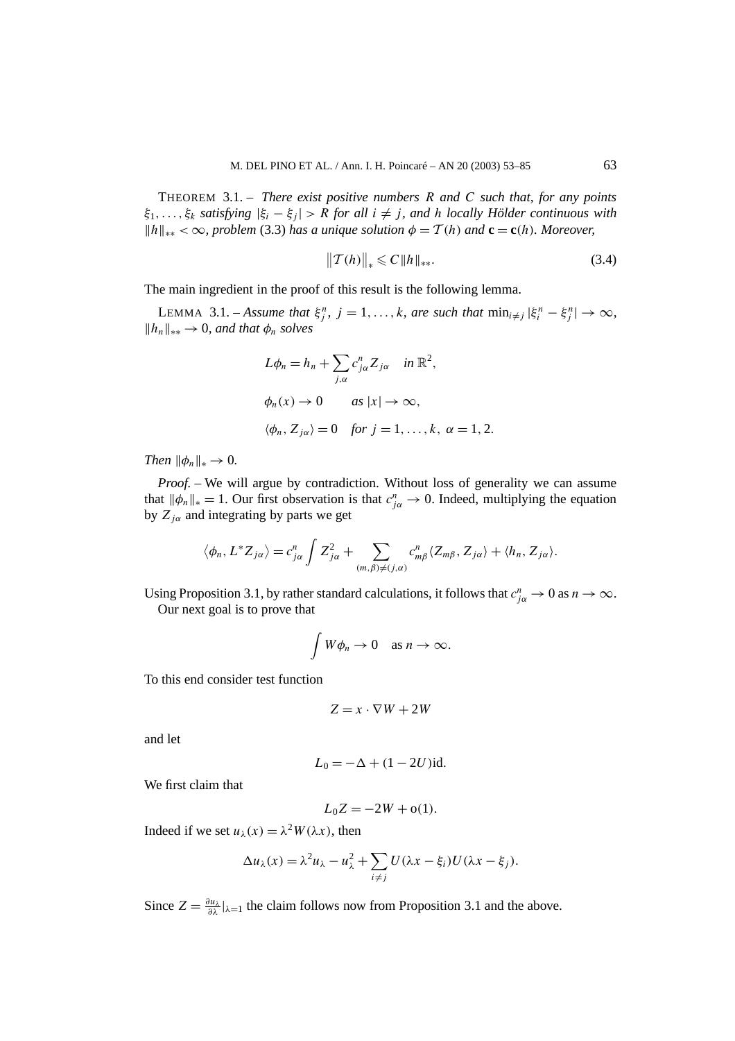THEOREM 3.1. – *There exist positive numbers $R$ and $C$ such that, for any points $\xi_1, \dots, \xi_k$ satisfying $|\xi_i - \xi_j| > R$ for all $i \neq j$, and $h$ locally Hölder continuous with $\|h\|_{**} < \infty$, problem* (3.3) *has a unique solution $\phi = \mathcal{T}(h)$ and $\mathbf{c} = \mathbf{c}(h)$. Moreover,*

$$\|\mathcal{T}(h)\|_* \leqslant C\|h\|_{**}. \tag{3.4}$$

The main ingredient in the proof of this result is the following lemma.

LEMMA 3.1. – *Assume that $\xi_j^n$, $j = 1, \dots, k$, are such that $\min_{i \neq j} |\xi_i^n - \xi_j^n| \to \infty$, $\|h_n\|_{**} \to 0$, and that $\phi_n$ solves*

$$
\begin{aligned}
&L\phi_n = h_n + \sum_{j,\alpha} c_{j\alpha}^n Z_{j\alpha} \quad \text{in } \mathbb{R}^2,\\
&\phi_n(x) \to 0 \qquad \text{as } |x| \to \infty,\\
&\langle \phi_n, Z_{j\alpha} \rangle = 0 \quad \text{for } j = 1, \dots, k,\ \alpha = 1, 2.
\end{aligned}
$$

*Then $\|\phi_n\|_* \to 0$.*

*Proof.* – We will argue by contradiction. Without loss of generality we can assume that $\|\phi_n\|_* = 1$. Our first observation is that $c_{j\alpha}^n \to 0$. Indeed, multiplying the equation by $Z_{j\alpha}$ and integrating by parts we get

$$\langle \phi_n, L^* Z_{j\alpha} \rangle = c_{j\alpha}^n \int Z_{j\alpha}^2 + \sum_{(m,\beta) \neq (j,\alpha)} c_{m\beta}^n \langle Z_{m\beta}, Z_{j\alpha} \rangle + \langle h_n, Z_{j\alpha} \rangle.$$

Using Proposition 3.1, by rather standard calculations, it follows that $c_{j\alpha}^n \to 0$ as $n \to \infty$.

Our next goal is to prove that

$$\int W\phi_n \to 0 \quad \text{as } n \to \infty.$$

To this end consider test function

$$Z = x \cdot \nabla W + 2W$$

and let

$$L_0 = -\Delta + (1 - 2U)\text{id}.$$

We first claim that

$$L_0 Z = -2W + \text{o}(1).$$

Indeed if we set $u_\lambda(x) = \lambda^2 W(\lambda x)$, then

$$\Delta u_\lambda(x) = \lambda^2 u_\lambda - u_\lambda^2 + \sum_{i \neq j} U(\lambda x - \xi_i) U(\lambda x - \xi_j).$$

Since $Z = \frac{\partial u_\lambda}{\partial \lambda}|_{\lambda=1}$ the claim follows now from Proposition 3.1 and the above.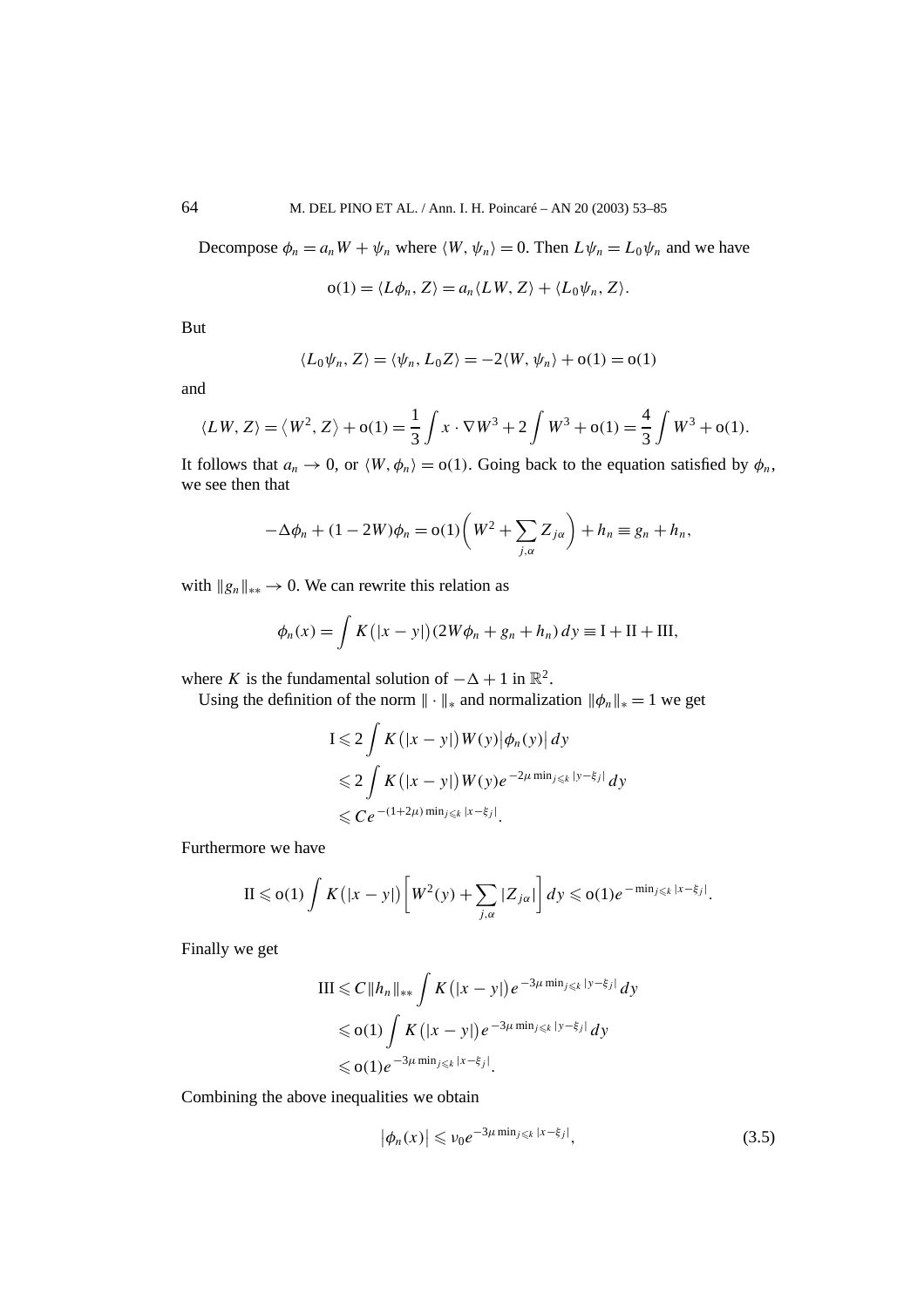Decompose $\phi_n = a_n W + \psi_n$ where $\langle W, \psi_n \rangle = 0$. Then $L\psi_n = L_0 \psi_n$ and we have

$$\mathrm{o}(1) = \langle L\phi_n, Z\rangle = a_n \langle LW, Z\rangle + \langle L_0\psi_n, Z\rangle.$$

But

$$\langle L_0\psi_n, Z\rangle = \langle \psi_n, L_0 Z\rangle = -2\langle W, \psi_n\rangle + \mathrm{o}(1) = \mathrm{o}(1)$$

and

$$\langle LW, Z\rangle = \langle W^2, Z\rangle + \mathrm{o}(1) = \frac{1}{3}\int x \cdot \nabla W^3 + 2\int W^3 + \mathrm{o}(1) = \frac{4}{3}\int W^3 + \mathrm{o}(1).$$

It follows that $a_n \to 0$, or $\langle W, \phi_n\rangle = \mathrm{o}(1)$. Going back to the equation satisfied by $\phi_n$, we see then that

$$-\Delta\phi_n + (1 - 2W)\phi_n = \mathrm{o}(1)\biggl(W^2 + \sum_{j,\alpha} Z_{j\alpha}\biggr) + h_n \equiv g_n + h_n,$$

with $\|g_n\|_{**} \to 0$. We can rewrite this relation as

$$\phi_n(x) = \int K\bigl(|x - y|\bigr)(2W\phi_n + g_n + h_n)\,dy \equiv \mathrm{I} + \mathrm{II} + \mathrm{III},$$

where $K$ is the fundamental solution of $-\Delta + 1$ in $\mathbb{R}^2$.

Using the definition of the norm $\|\cdot\|_*$ and normalization $\|\phi_n\|_* = 1$ we get

$$\begin{aligned}
\mathrm{I} &\leqslant 2\int K\bigl(|x - y|\bigr)W(y)\bigl|\phi_n(y)\bigr|\,dy \\
&\leqslant 2\int K\bigl(|x - y|\bigr)W(y)e^{-2\mu \min_{j\leqslant k}|y-\xi_j|}\,dy \\
&\leqslant Ce^{-(1+2\mu)\min_{j\leqslant k}|x-\xi_j|}.
\end{aligned}$$

Furthermore we have

$$\mathrm{II} \leqslant \mathrm{o}(1)\int K\bigl(|x - y|\bigr)\biggl[W^2(y) + \sum_{j,\alpha}|Z_{j\alpha}|\biggr]\,dy \leqslant \mathrm{o}(1)e^{-\min_{j\leqslant k}|x-\xi_j|}.$$

Finally we get

$$\begin{aligned}
\mathrm{III} &\leqslant C\|h_n\|_{**}\int K\bigl(|x - y|\bigr)e^{-3\mu \min_{j\leqslant k}|y-\xi_j|}\,dy \\
&\leqslant \mathrm{o}(1)\int K\bigl(|x - y|\bigr)e^{-3\mu \min_{j\leqslant k}|y-\xi_j|}\,dy \\
&\leqslant \mathrm{o}(1)e^{-3\mu \min_{j\leqslant k}|x-\xi_j|}.
\end{aligned}$$

Combining the above inequalities we obtain

$$\bigl|\phi_n(x)\bigr| \leqslant \nu_0 e^{-3\mu \min_{j\leqslant k}|x-\xi_j|}, \tag{3.5}$$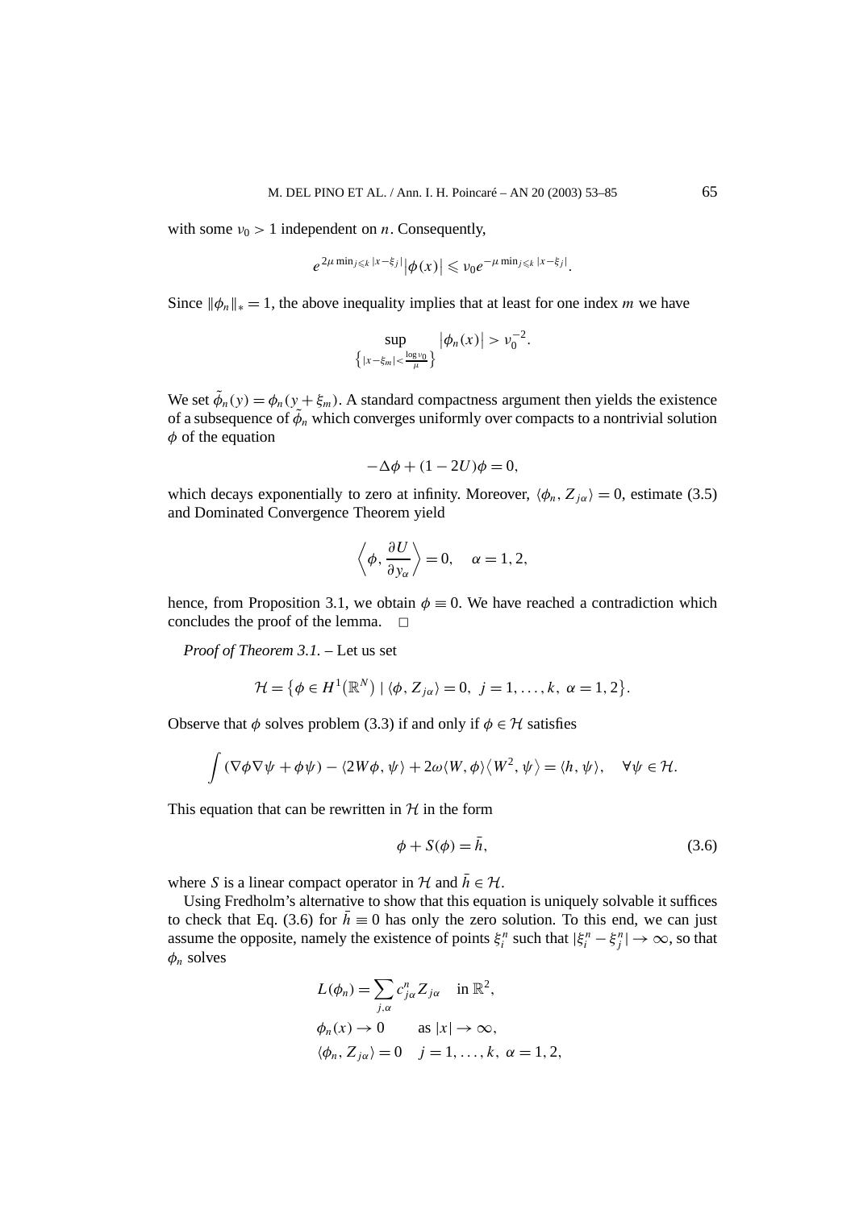with some $\nu_0 > 1$ independent on $n$. Consequently,

$$e^{2\mu \min_{j\leqslant k}|x-\xi_j|}|\phi(x)| \leqslant \nu_0 e^{-\mu \min_{j\leqslant k}|x-\xi_j|}.$$

Since $\|\phi_n\|_* = 1$, the above inequality implies that at least for one index $m$ we have

$$\sup_{\{|x-\xi_m|<\frac{\log \nu_0}{\mu}\}} |\phi_n(x)| > \nu_0^{-2}.$$

We set $\tilde{\phi}_n(y) = \phi_n(y+\xi_m)$. A standard compactness argument then yields the existence of a subsequence of $\tilde{\phi}_n$ which converges uniformly over compacts to a nontrivial solution $\phi$ of the equation

$$-\Delta\phi + (1-2U)\phi = 0,$$

which decays exponentially to zero at infinity. Moreover, $\langle \phi_n, Z_{j\alpha}\rangle = 0$, estimate (3.5) and Dominated Convergence Theorem yield

$$\left\langle \phi, \frac{\partial U}{\partial y_\alpha}\right\rangle = 0, \quad \alpha = 1, 2,$$

hence, from Proposition 3.1, we obtain $\phi \equiv 0$. We have reached a contradiction which concludes the proof of the lemma. □

*Proof of Theorem 3.1.* – Let us set

$$\mathcal{H} = \{\phi \in H^1(\mathbb{R}^N) \mid \langle \phi, Z_{j\alpha}\rangle = 0,\ j = 1,\dots,k,\ \alpha = 1,2\}.$$

Observe that $\phi$ solves problem (3.3) if and only if $\phi \in \mathcal{H}$ satisfies

$$\int (\nabla\phi\nabla\psi + \phi\psi) - \langle 2W\phi, \psi\rangle + 2\omega\langle W, \phi\rangle\langle W^2, \psi\rangle = \langle h, \psi\rangle, \quad \forall \psi \in \mathcal{H}.$$

This equation that can be rewritten in $\mathcal{H}$ in the form

$$\phi + S(\phi) = \bar{h}, \tag{3.6}$$

where $S$ is a linear compact operator in $\mathcal{H}$ and $\bar{h} \in \mathcal{H}$.

Using Fredholm's alternative to show that this equation is uniquely solvable it suffices to check that Eq. (3.6) for $\bar{h} \equiv 0$ has only the zero solution. To this end, we can just assume the opposite, namely the existence of points $\xi_i^n$ such that $|\xi_i^n - \xi_j^n| \to \infty$, so that $\phi_n$ solves

$$\begin{aligned}
&L(\phi_n) = \sum_{j,\alpha} c_{j\alpha}^n Z_{j\alpha} \quad \text{in } \mathbb{R}^2,\\
&\phi_n(x) \to 0 \qquad \text{as } |x| \to \infty,\\
&\langle \phi_n, Z_{j\alpha}\rangle = 0 \quad j = 1,\dots,k,\ \alpha = 1,2,
\end{aligned}$$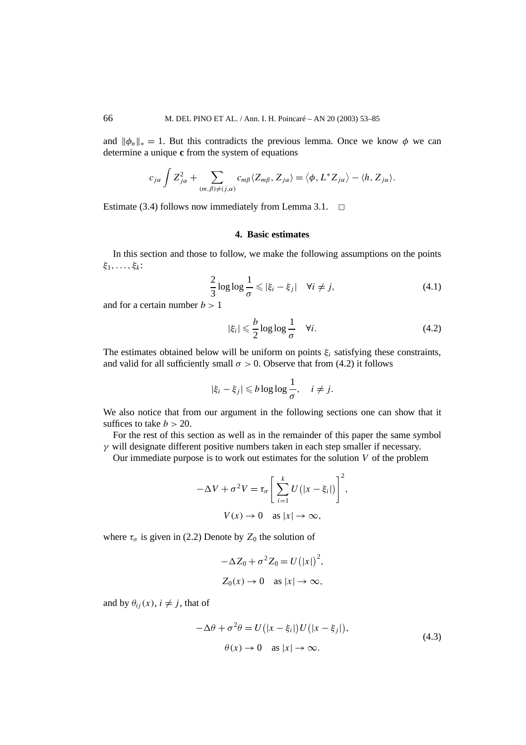and $\|\phi_n\|_* = 1$. But this contradicts the previous lemma. Once we know $\phi$ we can determine a unique $\mathbf{c}$ from the system of equations

$$c_{j\alpha} \int Z_{j\alpha}^2 + \sum_{(m,\beta)\neq(j,\alpha)} c_{m\beta} \langle Z_{m\beta}, Z_{j\alpha} \rangle = \langle \phi, L^* Z_{j\alpha} \rangle - \langle h, Z_{j\alpha} \rangle.$$

Estimate (3.4) follows now immediately from Lemma 3.1. $\square$

## 4. Basic estimates

In this section and those to follow, we make the following assumptions on the points $\xi_1, \ldots, \xi_k$:

$$\frac{2}{3} \log\log \frac{1}{\sigma} \leqslant |\xi_i - \xi_j| \quad \forall i \neq j, \tag{4.1}$$

and for a certain number $b > 1$

$$|\xi_i| \leqslant \frac{b}{2} \log\log \frac{1}{\sigma} \quad \forall i. \tag{4.2}$$

The estimates obtained below will be uniform on points $\xi_i$ satisfying these constraints, and valid for all sufficiently small $\sigma > 0$. Observe that from (4.2) it follows

$$|\xi_i - \xi_j| \leqslant b \log\log \frac{1}{\sigma}, \quad i \neq j.$$

We also notice that from our argument in the following sections one can show that it suffices to take $b > 20$.

For the rest of this section as well as in the remainder of this paper the same symbol $\gamma$ will designate different positive numbers taken in each step smaller if necessary.

Our immediate purpose is to work out estimates for the solution $V$ of the problem

$$-\Delta V + \sigma^2 V = \tau_\sigma \left[ \sum_{i=1}^{k} U\big(|x - \xi_i|\big) \right]^2,$$
$$V(x) \to 0 \quad \text{as } |x| \to \infty,$$

where $\tau_\sigma$ is given in (2.2) Denote by $Z_0$ the solution of

$$-\Delta Z_0 + \sigma^2 Z_0 = U\big(|x|\big)^2,$$
$$Z_0(x) \to 0 \quad \text{as } |x| \to \infty,$$

and by $\theta_{ij}(x)$, $i \neq j$, that of

$$\begin{aligned} -\Delta\theta + \sigma^2\theta &= U\big(|x - \xi_i|\big) U\big(|x - \xi_j|\big), \\ \theta(x) &\to 0 \quad \text{as } |x| \to \infty. \end{aligned} \tag{4.3}$$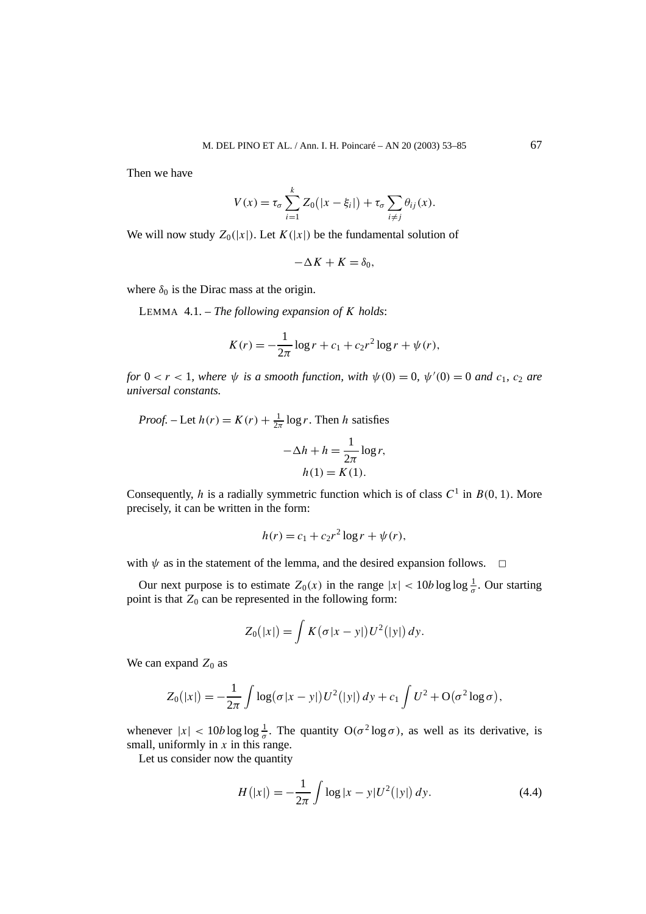Then we have

$$V(x) = \tau_\sigma \sum_{i=1}^{k} Z_0\big(|x-\xi_i|\big) + \tau_\sigma \sum_{i\neq j} \theta_{ij}(x).$$

We will now study $Z_0(|x|)$. Let $K(|x|)$ be the fundamental solution of

$$-\Delta K + K = \delta_0,$$

where $\delta_0$ is the Dirac mass at the origin.

LEMMA 4.1. – *The following expansion of $K$ holds*:

$$K(r) = -\frac{1}{2\pi}\log r + c_1 + c_2 r^2 \log r + \psi(r),$$

*for $0 < r < 1$, where $\psi$ is a smooth function, with $\psi(0) = 0$, $\psi'(0) = 0$ and $c_1$, $c_2$ are universal constants.*

*Proof.* – Let $h(r) = K(r) + \frac{1}{2\pi}\log r$. Then $h$ satisfies

$$-\Delta h + h = \frac{1}{2\pi}\log r,$$
$$h(1) = K(1).$$

Consequently, $h$ is a radially symmetric function which is of class $C^1$ in $B(0,1)$. More precisely, it can be written in the form:

$$h(r) = c_1 + c_2 r^2 \log r + \psi(r),$$

with $\psi$ as in the statement of the lemma, and the desired expansion follows. □

Our next purpose is to estimate $Z_0(x)$ in the range $|x| < 10b\log\log\frac{1}{\sigma}$. Our starting point is that $Z_0$ can be represented in the following form:

$$Z_0\big(|x|\big) = \int K\big(\sigma|x-y|\big)U^2\big(|y|\big)\,dy.$$

We can expand $Z_0$ as

$$Z_0\big(|x|\big) = -\frac{1}{2\pi}\int \log\big(\sigma|x-y|\big)U^2\big(|y|\big)\,dy + c_1\int U^2 + \mathrm{O}\big(\sigma^2\log\sigma\big),$$

whenever $|x| < 10b\log\log\frac{1}{\sigma}$. The quantity $\mathrm{O}(\sigma^2\log\sigma)$, as well as its derivative, is small, uniformly in $x$ in this range.

Let us consider now the quantity

$$H\big(|x|\big) = -\frac{1}{2\pi}\int \log|x-y|U^2\big(|y|\big)\,dy. \tag{4.4}$$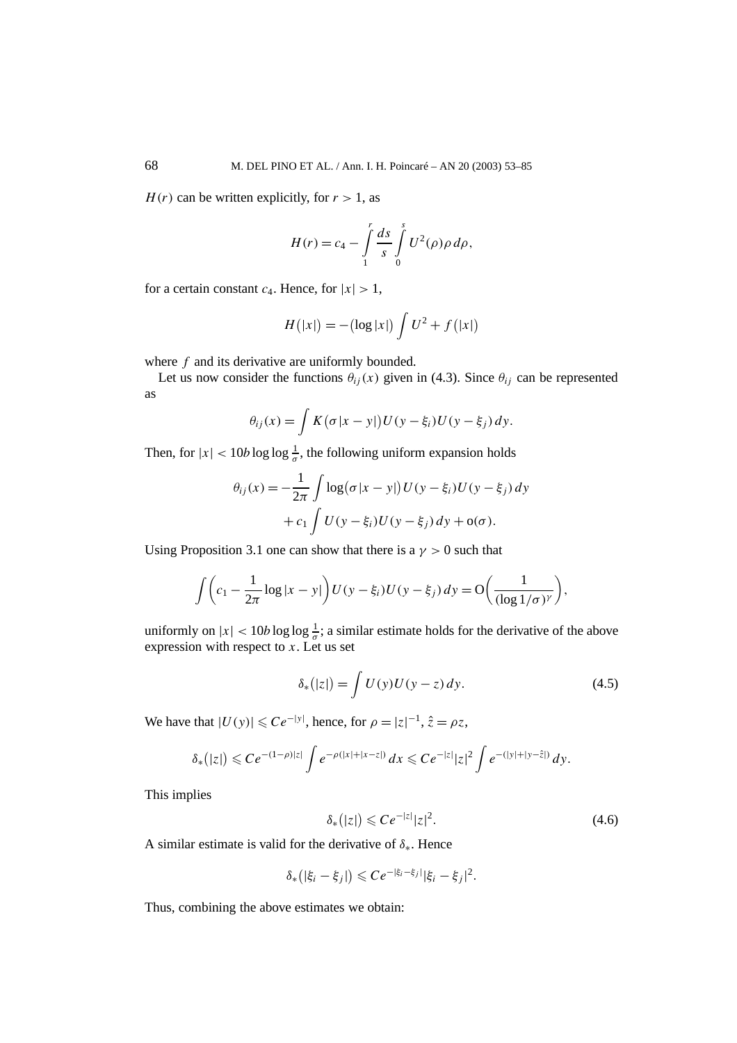$H(r)$ can be written explicitly, for $r > 1$, as

$$H(r) = c_4 - \int_1^r \frac{ds}{s} \int_0^s U^2(\rho)\rho \, d\rho,$$

for a certain constant $c_4$. Hence, for $|x| > 1$,

$$H\big(|x|\big) = -\big(\log|x|\big) \int U^2 + f\big(|x|\big)$$

where $f$ and its derivative are uniformly bounded.

Let us now consider the functions $\theta_{ij}(x)$ given in (4.3). Since $\theta_{ij}$ can be represented as

$$\theta_{ij}(x) = \int K\big(\sigma|x-y|\big) U(y-\xi_i) U(y-\xi_j) \, dy.$$

Then, for $|x| < 10b \log\log\frac{1}{\sigma}$, the following uniform expansion holds

$$\begin{aligned}
\theta_{ij}(x) = &-\frac{1}{2\pi} \int \log\big(\sigma|x-y|\big) U(y-\xi_i) U(y-\xi_j) \, dy \\
&+ c_1 \int U(y-\xi_i) U(y-\xi_j) \, dy + \mathrm{o}(\sigma).
\end{aligned}$$

Using Proposition 3.1 one can show that there is a $\gamma > 0$ such that

$$\int \left( c_1 - \frac{1}{2\pi} \log|x-y| \right) U(y-\xi_i) U(y-\xi_j) \, dy = \mathrm{O}\left( \frac{1}{(\log 1/\sigma)^{\gamma}} \right),$$

uniformly on $|x| < 10b \log\log\frac{1}{\sigma}$; a similar estimate holds for the derivative of the above expression with respect to $x$. Let us set

$$\delta_*\big(|z|\big) = \int U(y) U(y-z) \, dy. \tag{4.5}$$

We have that $|U(y)| \leqslant Ce^{-|y|}$, hence, for $\rho = |z|^{-1}$, $\hat{z} = \rho z$,

$$\delta_*\big(|z|\big) \leqslant Ce^{-(1-\rho)|z|} \int e^{-\rho(|x|+|x-z|)} \, dx \leqslant Ce^{-|z|} |z|^2 \int e^{-(|y|+|y-\hat{z}|)} \, dy.$$

This implies

$$\delta_*\big(|z|\big) \leqslant Ce^{-|z|} |z|^2. \tag{4.6}$$

A similar estimate is valid for the derivative of $\delta_*$. Hence

$$\delta_*\big(|\xi_i - \xi_j|\big) \leqslant Ce^{-|\xi_i - \xi_j|} |\xi_i - \xi_j|^2.$$

Thus, combining the above estimates we obtain: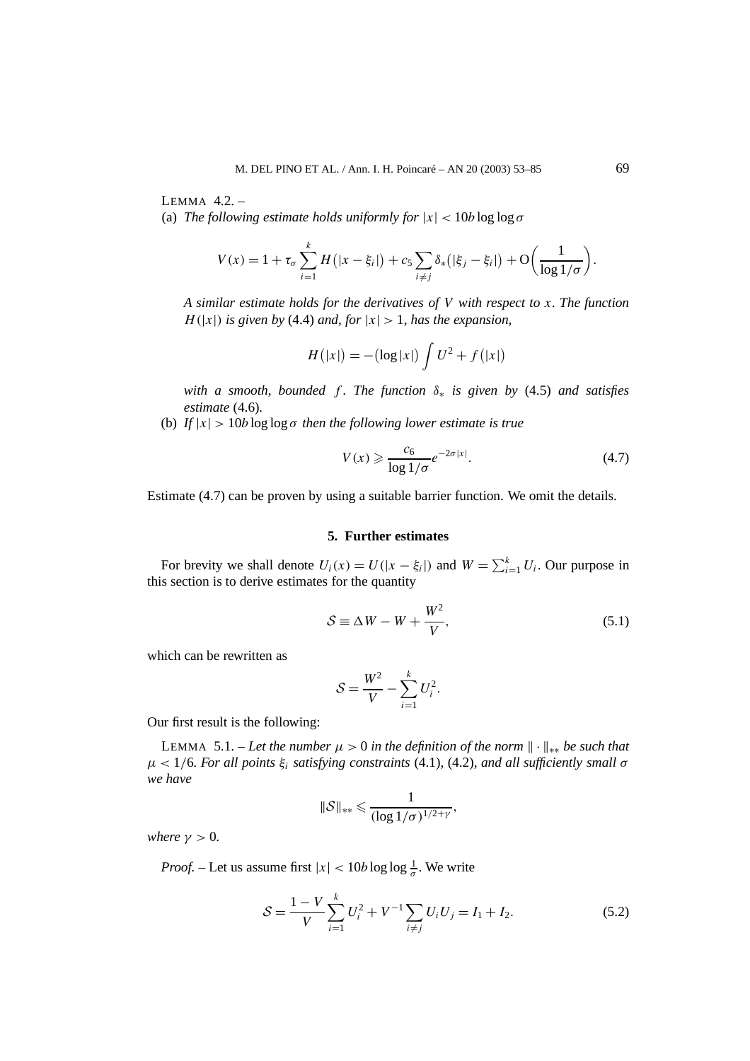LEMMA 4.2. –

(a) *The following estimate holds uniformly for* $|x| < 10b \log\log\sigma$

$$V(x) = 1 + \tau_\sigma \sum_{i=1}^{k} H\big(|x - \xi_i|\big) + c_5 \sum_{i \neq j} \delta_*\big(|\xi_j - \xi_i|\big) + \mathrm{O}\bigg(\frac{1}{\log 1/\sigma}\bigg).$$

*A similar estimate holds for the derivatives of* $V$ *with respect to* $x$. *The function* $H(|x|)$ *is given by* (4.4) *and, for* $|x| > 1$, *has the expansion,*

$$H\big(|x|\big) = -\big(\log|x|\big) \int U^2 + f\big(|x|\big)$$

*with a smooth, bounded* $f$. *The function* $\delta_*$ *is given by* (4.5) *and satisfies estimate* (4.6).

(b) *If* $|x| > 10b \log\log\sigma$ *then the following lower estimate is true*

$$V(x) \geqslant \frac{c_6}{\log 1/\sigma} e^{-2\sigma|x|}. \tag{4.7}$$

Estimate (4.7) can be proven by using a suitable barrier function. We omit the details.

## 5. Further estimates

For brevity we shall denote $U_i(x) = U(|x - \xi_i|)$ and $W = \sum_{i=1}^{k} U_i$. Our purpose in this section is to derive estimates for the quantity

$$\mathcal{S} \equiv \Delta W - W + \frac{W^2}{V}, \tag{5.1}$$

which can be rewritten as

$$\mathcal{S} = \frac{W^2}{V} - \sum_{i=1}^{k} U_i^2.$$

Our first result is the following:

LEMMA 5.1. – *Let the number* $\mu > 0$ *in the definition of the norm* $\|\cdot\|_{**}$ *be such that* $\mu < 1/6$. *For all points* $\xi_i$ *satisfying constraints* (4.1), (4.2), *and all sufficiently small* $\sigma$ *we have*

$$\|\mathcal{S}\|_{**} \leqslant \frac{1}{(\log 1/\sigma)^{1/2+\gamma}},$$

*where* $\gamma > 0$.

*Proof.* – Let us assume first $|x| < 10b \log\log\frac{1}{\sigma}$. We write

$$\mathcal{S} = \frac{1 - V}{V} \sum_{i=1}^{k} U_i^2 + V^{-1} \sum_{i \neq j} U_i U_j = I_1 + I_2. \tag{5.2}$$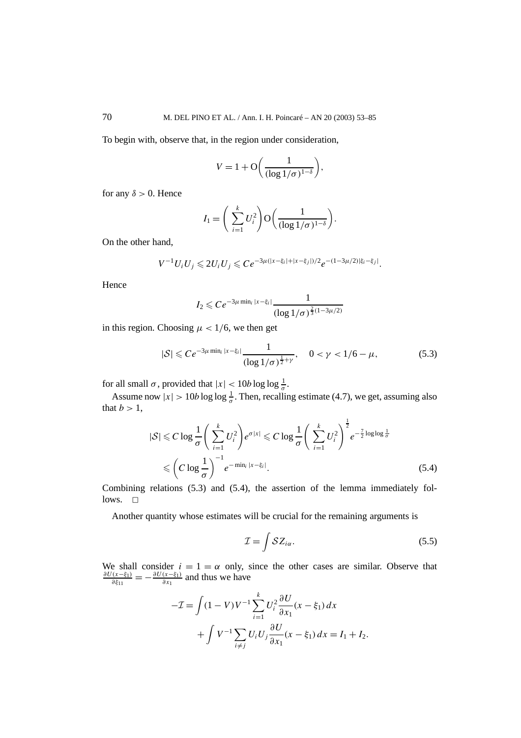To begin with, observe that, in the region under consideration,

$$V = 1 + \mathrm{O}\left(\frac{1}{(\log 1/\sigma)^{1-\delta}}\right),$$

for any $\delta > 0$. Hence

$$I_1 = \left(\sum_{i=1}^{k} U_i^2\right) \mathrm{O}\left(\frac{1}{(\log 1/\sigma)^{1-\delta}}\right).$$

On the other hand,

$$V^{-1} U_i U_j \leqslant 2 U_i U_j \leqslant C e^{-3\mu(|x-\xi_i|+|x-\xi_j|)/2} e^{-(1-3\mu/2)|\xi_i - \xi_j|}.$$

Hence

$$I_2 \leqslant C e^{-3\mu \min_i |x-\xi_i|} \frac{1}{(\log 1/\sigma)^{\frac{2}{3}(1-3\mu/2)}}$$

in this region. Choosing $\mu < 1/6$, we then get

$$|\mathcal{S}| \leqslant C e^{-3\mu \min_i |x-\xi_i|} \frac{1}{(\log 1/\sigma)^{\frac{1}{2}+\gamma}}, \quad 0 < \gamma < 1/6 - \mu, \tag{5.3}$$

for all small $\sigma$, provided that $|x| < 10 b \log\log \frac{1}{\sigma}$.

Assume now $|x| > 10 b \log\log \frac{1}{\sigma}$. Then, recalling estimate (4.7), we get, assuming also that $b > 1$,

$$\begin{aligned}
|\mathcal{S}| &\leqslant C \log \frac{1}{\sigma} \left(\sum_{i=1}^{k} U_i^2\right) e^{\sigma |x|} \leqslant C \log \frac{1}{\sigma} \left(\sum_{i=1}^{k} U_i^2\right)^{\frac{1}{2}} e^{-\frac{7}{2}\log\log\frac{1}{\sigma}} \\
&\leqslant \left(C \log \frac{1}{\sigma}\right)^{-1} e^{-\min_i |x-\xi_i|}.
\end{aligned} \tag{5.4}$$

Combining relations (5.3) and (5.4), the assertion of the lemma immediately follows. $\square$

Another quantity whose estimates will be crucial for the remaining arguments is

$$\mathcal{I} = \int \mathcal{S} Z_{i\alpha}. \tag{5.5}$$

We shall consider $i = 1 = \alpha$ only, since the other cases are similar. Observe that $\frac{\partial U(x-\xi_1)}{\partial \xi_{11}} = -\frac{\partial U(x-\xi_1)}{\partial x_1}$ and thus we have

$$\begin{aligned}
-\mathcal{I} &= \int (1-V) V^{-1} \sum_{i=1}^{k} U_i^2 \frac{\partial U}{\partial x_1}(x-\xi_1)\, dx \\
&\quad + \int V^{-1} \sum_{i \neq j} U_i U_j \frac{\partial U}{\partial x_1}(x-\xi_1)\, dx = I_1 + I_2.
\end{aligned}$$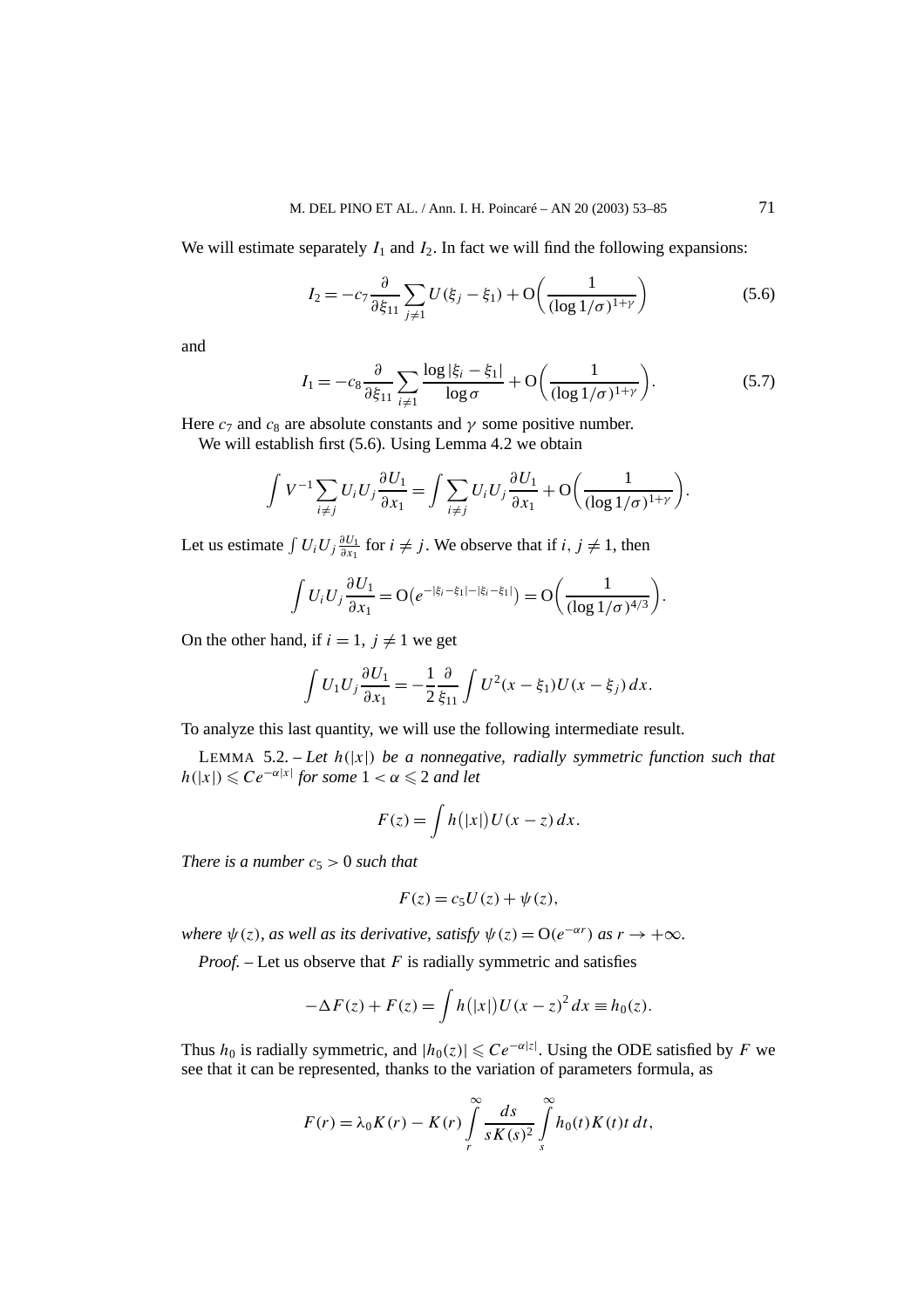We will estimate separately $I_1$ and $I_2$. In fact we will find the following expansions:

$$I_2 = -c_7 \frac{\partial}{\partial \xi_{11}} \sum_{j \neq 1} U(\xi_j - \xi_1) + \mathrm{O}\left(\frac{1}{(\log 1/\sigma)^{1+\gamma}}\right) \tag{5.6}$$

and

$$I_1 = -c_8 \frac{\partial}{\partial \xi_{11}} \sum_{i \neq 1} \frac{\log |\xi_i - \xi_1|}{\log \sigma} + \mathrm{O}\left(\frac{1}{(\log 1/\sigma)^{1+\gamma}}\right). \tag{5.7}$$

Here $c_7$ and $c_8$ are absolute constants and $\gamma$ some positive number.

We will establish first (5.6). Using Lemma 4.2 we obtain

$$\int V^{-1} \sum_{i \neq j} U_i U_j \frac{\partial U_1}{\partial x_1} = \int \sum_{i \neq j} U_i U_j \frac{\partial U_1}{\partial x_1} + \mathrm{O}\left(\frac{1}{(\log 1/\sigma)^{1+\gamma}}\right).$$

Let us estimate $\int U_i U_j \frac{\partial U_1}{\partial x_1}$ for $i \neq j$. We observe that if $i, j \neq 1$, then

$$\int U_i U_j \frac{\partial U_1}{\partial x_1} = \mathrm{O}\left(e^{-|\xi_i - \xi_1| - |\xi_i - \xi_1|}\right) = \mathrm{O}\left(\frac{1}{(\log 1/\sigma)^{4/3}}\right).$$

On the other hand, if $i = 1$, $j \neq 1$ we get

$$\int U_1 U_j \frac{\partial U_1}{\partial x_1} = -\frac{1}{2} \frac{\partial}{\xi_{11}} \int U^2(x - \xi_1) U(x - \xi_j)\, dx.$$

To analyze this last quantity, we will use the following intermediate result.

LEMMA 5.2. – *Let $h(|x|)$ be a nonnegative, radially symmetric function such that $h(|x|) \leqslant C e^{-\alpha |x|}$ for some $1 < \alpha \leqslant 2$ and let*

$$F(z) = \int h(|x|) U(x - z)\, dx.$$

*There is a number $c_5 > 0$ such that*

$$F(z) = c_5 U(z) + \psi(z),$$

*where $\psi(z)$, as well as its derivative, satisfy $\psi(z) = \mathrm{O}(e^{-\alpha r})$ as $r \to +\infty$.*

*Proof.* – Let us observe that $F$ is radially symmetric and satisfies

$$-\Delta F(z) + F(z) = \int h(|x|) U(x - z)^2\, dx \equiv h_0(z).$$

Thus $h_0$ is radially symmetric, and $|h_0(z)| \leqslant C e^{-\alpha |z|}$. Using the ODE satisfied by $F$ we see that it can be represented, thanks to the variation of parameters formula, as

$$F(r) = \lambda_0 K(r) - K(r) \int_r^\infty \frac{ds}{s K(s)^2} \int_s^\infty h_0(t) K(t) t\, dt,$$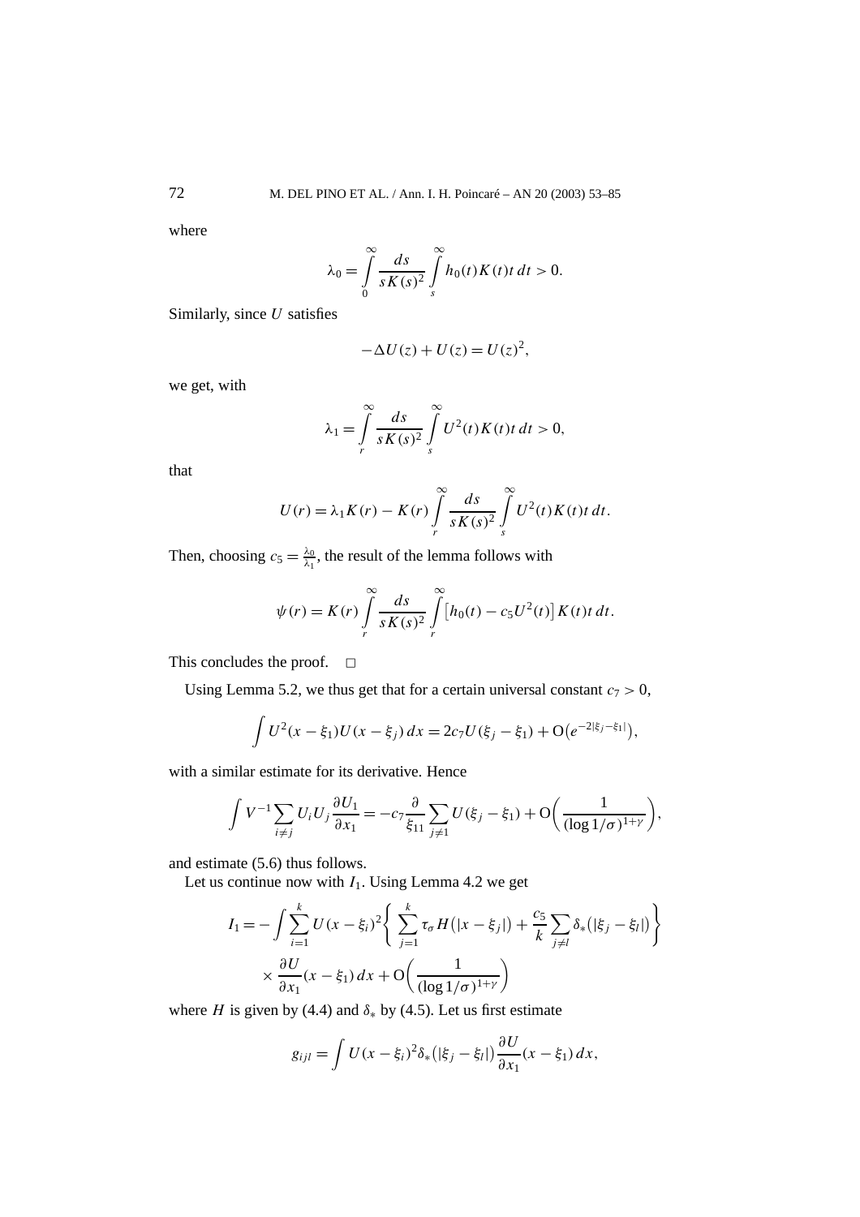where

$$\lambda_0 = \int_0^\infty \frac{ds}{sK(s)^2} \int_s^\infty h_0(t) K(t) t \, dt > 0.$$

Similarly, since $U$ satisfies

$$-\Delta U(z) + U(z) = U(z)^2,$$

we get, with

$$\lambda_1 = \int_r^\infty \frac{ds}{sK(s)^2} \int_s^\infty U^2(t) K(t) t \, dt > 0,$$

that

$$U(r) = \lambda_1 K(r) - K(r) \int_r^\infty \frac{ds}{sK(s)^2} \int_s^\infty U^2(t) K(t) t \, dt.$$

Then, choosing $c_5 = \frac{\lambda_0}{\lambda_1}$, the result of the lemma follows with

$$\psi(r) = K(r) \int_r^\infty \frac{ds}{sK(s)^2} \int_r^\infty \left[h_0(t) - c_5 U^2(t)\right] K(t) t \, dt.$$

This concludes the proof. $\square$

Using Lemma 5.2, we thus get that for a certain universal constant $c_7 > 0$,

$$\int U^2(x - \xi_1) U(x - \xi_j) \, dx = 2c_7 U(\xi_j - \xi_1) + \mathrm{O}\left(e^{-2|\xi_j - \xi_1|}\right),$$

with a similar estimate for its derivative. Hence

$$\int V^{-1} \sum_{i \neq j} U_i U_j \frac{\partial U_1}{\partial x_1} = -c_7 \frac{\partial}{\xi_{11}} \sum_{j \neq 1} U(\xi_j - \xi_1) + \mathrm{O}\left(\frac{1}{(\log 1/\sigma)^{1+\gamma}}\right),$$

and estimate (5.6) thus follows.

Let us continue now with $I_1$. Using Lemma 4.2 we get

$$I_1 = -\int \sum_{i=1}^k U(x - \xi_i)^2 \left\{ \sum_{j=1}^k \tau_\sigma H\left(|x - \xi_j|\right) + \frac{c_5}{k} \sum_{j \neq l} \delta_*\left(|\xi_j - \xi_l|\right) \right\} \\ \times \frac{\partial U}{\partial x_1}(x - \xi_1) \, dx + \mathrm{O}\left(\frac{1}{(\log 1/\sigma)^{1+\gamma}}\right)$$

where $H$ is given by (4.4) and $\delta_*$ by (4.5). Let us first estimate

$$g_{ijl} = \int U(x - \xi_i)^2 \delta_*\left(|\xi_j - \xi_l|\right) \frac{\partial U}{\partial x_1}(x - \xi_1) \, dx,$$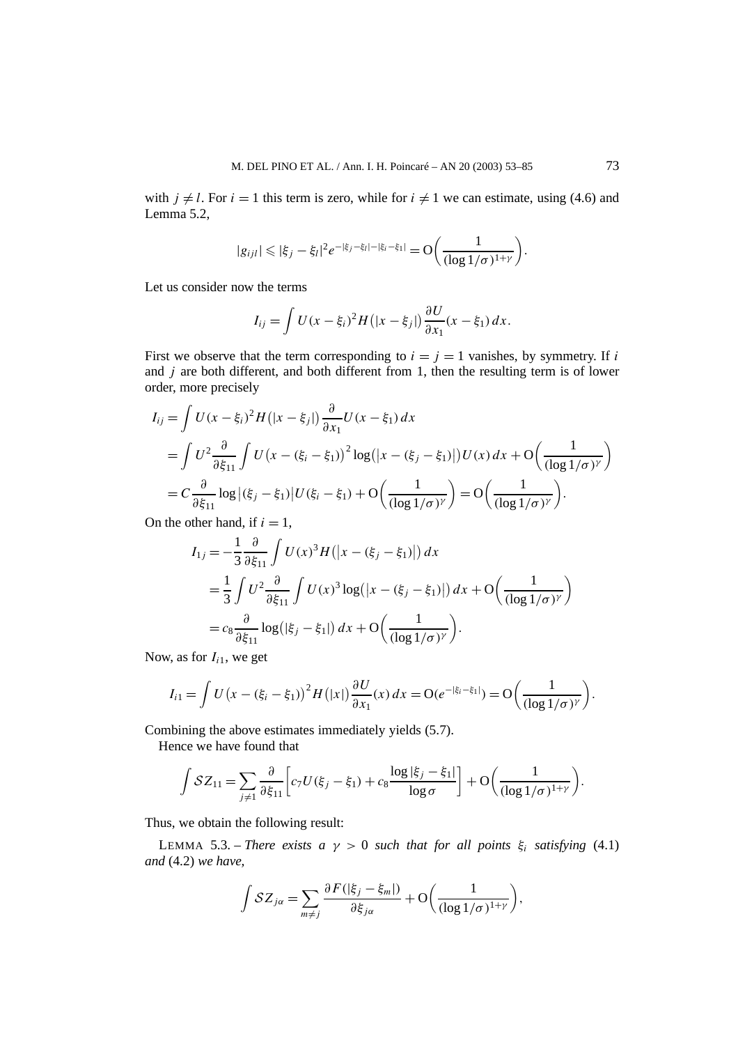with $j \neq l$. For $i = 1$ this term is zero, while for $i \neq 1$ we can estimate, using (4.6) and Lemma 5.2,

$$|g_{ijl}| \leqslant |\xi_j - \xi_l|^2 e^{-|\xi_j - \xi_l| - |\xi_i - \xi_1|} = \mathrm{O}\left(\frac{1}{(\log 1/\sigma)^{1+\gamma}}\right).$$

Let us consider now the terms

$$I_{ij} = \int U(x - \xi_i)^2 H\big(|x - \xi_j|\big) \frac{\partial U}{\partial x_1}(x - \xi_1)\, dx.$$

First we observe that the term corresponding to $i = j = 1$ vanishes, by symmetry. If $i$ and $j$ are both different, and both different from 1, then the resulting term is of lower order, more precisely

$$\begin{aligned}
I_{ij} &= \int U(x - \xi_i)^2 H\big(|x - \xi_j|\big) \frac{\partial}{\partial x_1} U(x - \xi_1)\, dx \\
&= \int U^2 \frac{\partial}{\partial \xi_{11}} \int U\big(x - (\xi_i - \xi_1)\big)^2 \log\big(|x - (\xi_j - \xi_1)|\big) U(x)\, dx + \mathrm{O}\left(\frac{1}{(\log 1/\sigma)^{\gamma}}\right) \\
&= C \frac{\partial}{\partial \xi_{11}} \log\big|(\xi_j - \xi_1)\big| U(\xi_i - \xi_1) + \mathrm{O}\left(\frac{1}{(\log 1/\sigma)^{\gamma}}\right) = \mathrm{O}\left(\frac{1}{(\log 1/\sigma)^{\gamma}}\right).
\end{aligned}$$

On the other hand, if $i = 1$,

$$\begin{aligned}
I_{1j} &= -\frac{1}{3} \frac{\partial}{\partial \xi_{11}} \int U(x)^3 H\big(|x - (\xi_j - \xi_1)|\big)\, dx \\
&= \frac{1}{3} \int U^2 \frac{\partial}{\partial \xi_{11}} \int U(x)^3 \log\big(|x - (\xi_j - \xi_1)|\big)\, dx + \mathrm{O}\left(\frac{1}{(\log 1/\sigma)^{\gamma}}\right) \\
&= c_8 \frac{\partial}{\partial \xi_{11}} \log\big(|\xi_j - \xi_1|\big)\, dx + \mathrm{O}\left(\frac{1}{(\log 1/\sigma)^{\gamma}}\right).
\end{aligned}$$

Now, as for $I_{i1}$, we get

$$I_{i1} = \int U\big(x - (\xi_i - \xi_1)\big)^2 H\big(|x|\big) \frac{\partial U}{\partial x_1}(x)\, dx = \mathrm{O}(e^{-|\xi_i - \xi_1|}) = \mathrm{O}\left(\frac{1}{(\log 1/\sigma)^{\gamma}}\right).$$

Combining the above estimates immediately yields (5.7).

Hence we have found that

$$\int \mathcal{S} Z_{11} = \sum_{j \neq 1} \frac{\partial}{\partial \xi_{11}} \left[ c_7 U(\xi_j - \xi_1) + c_8 \frac{\log |\xi_j - \xi_1|}{\log \sigma} \right] + \mathrm{O}\left(\frac{1}{(\log 1/\sigma)^{1+\gamma}}\right).$$

Thus, we obtain the following result:

LEMMA 5.3. – *There exists a $\gamma > 0$ such that for all points $\xi_i$ satisfying* (4.1) *and* (4.2) *we have,*

$$\int \mathcal{S} Z_{j\alpha} = \sum_{m \neq j} \frac{\partial F(|\xi_j - \xi_m|)}{\partial \xi_{j\alpha}} + \mathrm{O}\left(\frac{1}{(\log 1/\sigma)^{1+\gamma}}\right),$$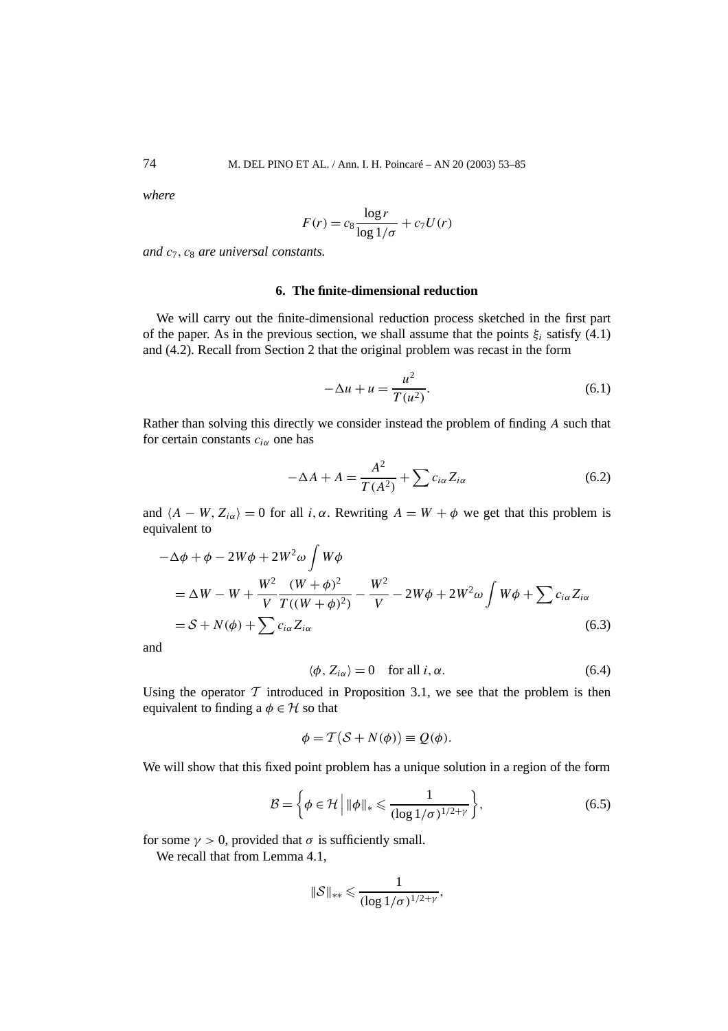*where*

$$F(r) = c_8 \frac{\log r}{\log 1/\sigma} + c_7 U(r)$$

*and* $c_7, c_8$ *are universal constants.*

## 6. The finite-dimensional reduction

We will carry out the finite-dimensional reduction process sketched in the first part of the paper. As in the previous section, we shall assume that the points $\xi_i$ satisfy (4.1) and (4.2). Recall from Section 2 that the original problem was recast in the form

$$-\Delta u + u = \frac{u^2}{T(u^2)}. \tag{6.1}$$

Rather than solving this directly we consider instead the problem of finding $A$ such that for certain constants $c_{i\alpha}$ one has

$$-\Delta A + A = \frac{A^2}{T(A^2)} + \sum c_{i\alpha} Z_{i\alpha} \tag{6.2}$$

and $\langle A - W, Z_{i\alpha}\rangle = 0$ for all $i, \alpha$. Rewriting $A = W + \phi$ we get that this problem is equivalent to

$$\begin{aligned}
&-\Delta\phi + \phi - 2W\phi + 2W^2\omega \int W\phi \\
&\quad = \Delta W - W + \frac{W^2}{V}\frac{(W+\phi)^2}{T((W+\phi)^2)} - \frac{W^2}{V} - 2W\phi + 2W^2\omega \int W\phi + \sum c_{i\alpha} Z_{i\alpha} \\
&\quad = \mathcal{S} + N(\phi) + \sum c_{i\alpha} Z_{i\alpha}
\end{aligned} \tag{6.3}$$

and

$$\langle \phi, Z_{i\alpha}\rangle = 0 \quad \text{for all } i, \alpha. \tag{6.4}$$

Using the operator $\mathcal{T}$ introduced in Proposition 3.1, we see that the problem is then equivalent to finding a $\phi \in \mathcal{H}$ so that

$$\phi = \mathcal{T}\big(\mathcal{S} + N(\phi)\big) \equiv Q(\phi).$$

We will show that this fixed point problem has a unique solution in a region of the form

$$\mathcal{B} = \left\{ \phi \in \mathcal{H} \,\Big|\, \|\phi\|_* \leqslant \frac{1}{(\log 1/\sigma)^{1/2+\gamma}} \right\}, \tag{6.5}$$

for some $\gamma > 0$, provided that $\sigma$ is sufficiently small.

We recall that from Lemma 4.1,

$$\|\mathcal{S}\|_{**} \leqslant \frac{1}{(\log 1/\sigma)^{1/2+\gamma}},$$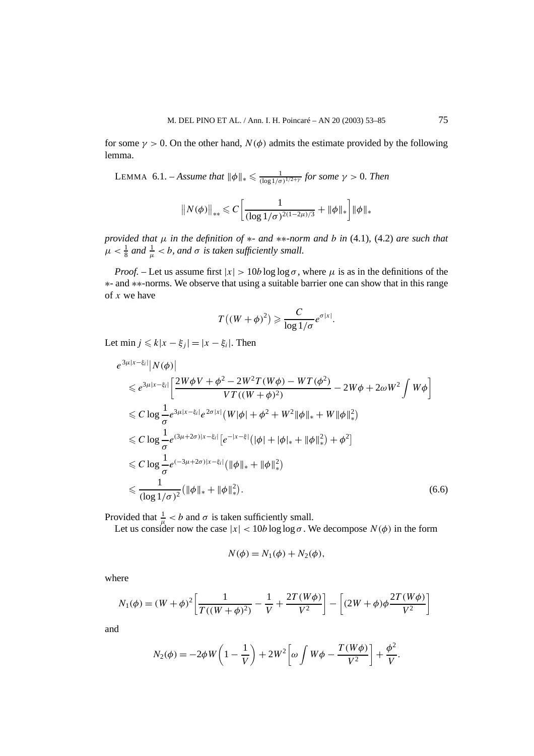for some $\gamma > 0$. On the other hand, $N(\phi)$ admits the estimate provided by the following lemma.

LEMMA 6.1. – *Assume that* $\|\phi\|_* \leqslant \frac{1}{(\log 1/\sigma)^{1/2+\gamma}}$ *for some* $\gamma > 0$. *Then*

$$\big\|N(\phi)\big\|_{**} \leqslant C\left[\frac{1}{(\log 1/\sigma)^{2(1-2\mu)/3}} + \|\phi\|_*\right]\|\phi\|_*$$

*provided that* $\mu$ *in the definition of* $*$- *and* $**$-*norm and* $b$ *in* (4.1), (4.2) *are such that* $\mu < \frac{1}{8}$ *and* $\frac{1}{\mu} < b$, *and* $\sigma$ *is taken sufficiently small.*

*Proof.* – Let us assume first $|x| > 10b\log\log\sigma$, where $\mu$ is as in the definitions of the $*$- and $**$-norms. We observe that using a suitable barrier one can show that in this range of $x$ we have

$$T\big((W+\phi)^2\big) \geqslant \frac{C}{\log 1/\sigma}e^{\sigma|x|}.$$

Let $\min j \leqslant k|x-\xi_j| = |x-\xi_i|$. Then

$$\begin{aligned}
&e^{3\mu|x-\xi_i|}\big|N(\phi)\big| \\
&\quad\leqslant e^{3\mu|x-\xi_i|}\left[\frac{2W\phi V + \phi^2 - 2W^2T(W\phi) - WT(\phi^2)}{VT((W+\phi)^2)} - 2W\phi + 2\omega W^2\int W\phi\right] \\
&\quad\leqslant C\log\frac{1}{\sigma}e^{3\mu|x-\xi_i|}e^{2\sigma|x|}\big(W|\phi| + \phi^2 + W^2\|\phi\|_* + W\|\phi\|_*^2\big) \\
&\quad\leqslant C\log\frac{1}{\sigma}e^{(3\mu+2\sigma)|x-\xi_i|}\big[e^{-|x-\xi|}\big(|\phi| + |\phi|_* + \|\phi\|_*^2\big) + \phi^2\big] \\
&\quad\leqslant C\log\frac{1}{\sigma}e^{(-3\mu+2\sigma)|x-\xi_i|}\big(\|\phi\|_* + \|\phi\|_*^2\big) \\
&\quad\leqslant \frac{1}{(\log 1/\sigma)^2}\big(\|\phi\|_* + \|\phi\|_*^2\big).
\end{aligned} \tag{6.6}$$

Provided that $\frac{1}{\mu} < b$ and $\sigma$ is taken sufficiently small.

Let us consider now the case $|x| < 10b\log\log\sigma$. We decompose $N(\phi)$ in the form

$$N(\phi) = N_1(\phi) + N_2(\phi),$$

where

$$N_1(\phi) = (W+\phi)^2\left[\frac{1}{T((W+\phi)^2)} - \frac{1}{V} + \frac{2T(W\phi)}{V^2}\right] - \left[(2W+\phi)\phi\frac{2T(W\phi)}{V^2}\right]$$

and

$$N_2(\phi) = -2\phi W\left(1 - \frac{1}{V}\right) + 2W^2\left[\omega\int W\phi - \frac{T(W\phi)}{V^2}\right] + \frac{\phi^2}{V}.$$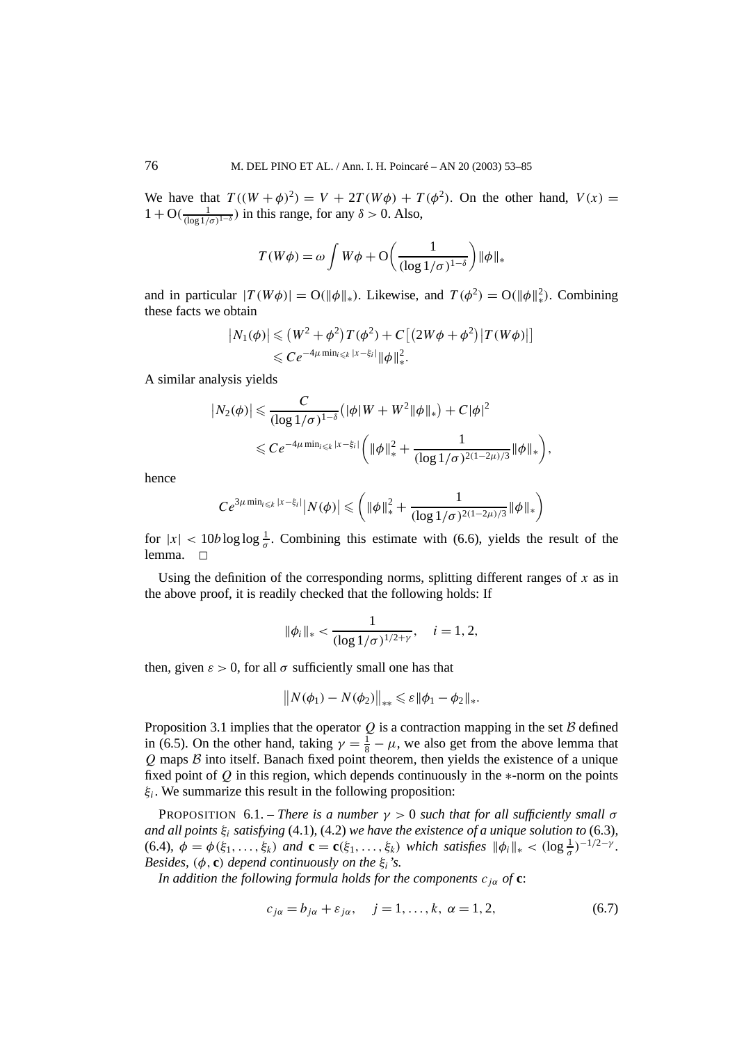We have that $T((W+\phi)^2) = V + 2T(W\phi) + T(\phi^2)$. On the other hand, $V(x) = 1 + \mathrm{O}(\frac{1}{(\log 1/\sigma)^{1-\delta}})$ in this range, for any $\delta > 0$. Also,

$$T(W\phi) = \omega \int W\phi + \mathrm{O}\left(\frac{1}{(\log 1/\sigma)^{1-\delta}}\right)\|\phi\|_*$$

and in particular $|T(W\phi)| = \mathrm{O}(\|\phi\|_*)$. Likewise, and $T(\phi^2) = \mathrm{O}(\|\phi\|_*^2)$. Combining these facts we obtain

$$\begin{aligned}
|N_1(\phi)| &\leqslant (W^2+\phi^2)T(\phi^2) + C\left[(2W\phi+\phi^2)|T(W\phi)|\right] \\
&\leqslant Ce^{-4\mu \min_{i\leqslant k}|x-\xi_i|}\|\phi\|_*^2.
\end{aligned}$$

A similar analysis yields

$$\begin{aligned}
|N_2(\phi)| &\leqslant \frac{C}{(\log 1/\sigma)^{1-\delta}}\left(|\phi|W + W^2\|\phi\|_*\right) + C|\phi|^2 \\
&\leqslant Ce^{-4\mu \min_{i\leqslant k}|x-\xi_i|}\left(\|\phi\|_*^2 + \frac{1}{(\log 1/\sigma)^{2(1-2\mu)/3}}\|\phi\|_*\right),
\end{aligned}$$

hence

$$Ce^{3\mu \min_{i\leqslant k}|x-\xi_i|}|N(\phi)| \leqslant \left(\|\phi\|_*^2 + \frac{1}{(\log 1/\sigma)^{2(1-2\mu)/3}}\|\phi\|_*\right)$$

for $|x| < 10b\log\log\frac{1}{\sigma}$. Combining this estimate with (6.6), yields the result of the lemma. $\square$

Using the definition of the corresponding norms, splitting different ranges of $x$ as in the above proof, it is readily checked that the following holds: If

$$\|\phi_i\|_* < \frac{1}{(\log 1/\sigma)^{1/2+\gamma}}, \quad i = 1, 2,$$

then, given $\varepsilon > 0$, for all $\sigma$ sufficiently small one has that

$$\|N(\phi_1) - N(\phi_2)\|_{**} \leqslant \varepsilon\|\phi_1 - \phi_2\|_*.$$

Proposition 3.1 implies that the operator $Q$ is a contraction mapping in the set $\mathcal{B}$ defined in (6.5). On the other hand, taking $\gamma = \frac{1}{8} - \mu$, we also get from the above lemma that $Q$ maps $\mathcal{B}$ into itself. Banach fixed point theorem, then yields the existence of a unique fixed point of $Q$ in this region, which depends continuously in the $*$-norm on the points $\xi_i$. We summarize this result in the following proposition:

PROPOSITION 6.1. – *There is a number $\gamma > 0$ such that for all sufficiently small $\sigma$ and all points $\xi_i$ satisfying* (4.1), (4.2) *we have the existence of a unique solution to* (6.3), (6.4), $\phi = \phi(\xi_1,\ldots,\xi_k)$ *and* $\mathbf{c} = \mathbf{c}(\xi_1,\ldots,\xi_k)$ *which satisfies* $\|\phi_i\|_* < (\log\frac{1}{\sigma})^{-1/2-\gamma}$. *Besides,* $(\phi,\mathbf{c})$ *depend continuously on the $\xi_i$'s.*

*In addition the following formula holds for the components $c_{j\alpha}$ of* $\mathbf{c}$:

$$c_{j\alpha} = b_{j\alpha} + \varepsilon_{j\alpha}, \quad j = 1,\ldots,k,\ \alpha = 1,2, \tag{6.7}$$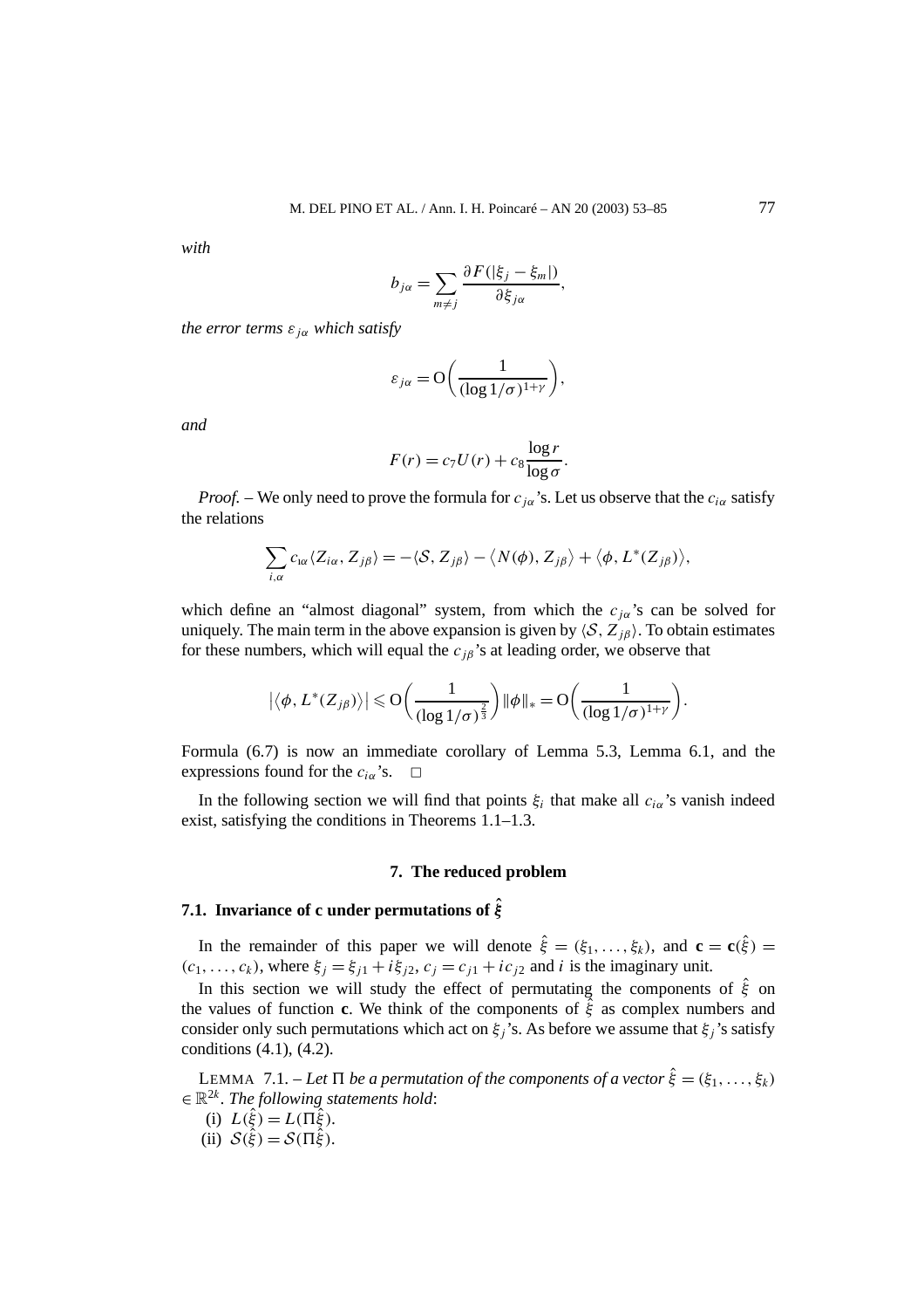*with*

$$b_{j\alpha} = \sum_{m \neq j} \frac{\partial F(|\xi_j - \xi_m|)}{\partial \xi_{j\alpha}},$$

*the error terms* $\varepsilon_{j\alpha}$ *which satisfy*

$$\varepsilon_{j\alpha} = \mathrm{O}\left(\frac{1}{(\log 1/\sigma)^{1+\gamma}}\right),$$

*and*

$$F(r) = c_7 U(r) + c_8 \frac{\log r}{\log \sigma}.$$

*Proof.* – We only need to prove the formula for $c_{j\alpha}$'s. Let us observe that the $c_{i\alpha}$ satisfy the relations

$$\sum_{i,\alpha} c_{\iota\alpha} \langle Z_{i\alpha}, Z_{j\beta} \rangle = -\langle \mathcal{S}, Z_{j\beta} \rangle - \langle N(\phi), Z_{j\beta} \rangle + \langle \phi, L^*(Z_{j\beta}) \rangle,$$

which define an "almost diagonal" system, from which the $c_{j\alpha}$'s can be solved for uniquely. The main term in the above expansion is given by $\langle \mathcal{S}, Z_{j\beta} \rangle$. To obtain estimates for these numbers, which will equal the $c_{j\beta}$'s at leading order, we observe that

$$\left|\langle \phi, L^*(Z_{j\beta}) \rangle\right| \leqslant \mathrm{O}\left(\frac{1}{(\log 1/\sigma)^{\frac{2}{3}}}\right) \|\phi\|_* = \mathrm{O}\left(\frac{1}{(\log 1/\sigma)^{1+\gamma}}\right).$$

Formula (6.7) is now an immediate corollary of Lemma 5.3, Lemma 6.1, and the expressions found for the $c_{i\alpha}$'s. $\square$

In the following section we will find that points $\xi_i$ that make all $c_{i\alpha}$'s vanish indeed exist, satisfying the conditions in Theorems 1.1–1.3.

## 7. The reduced problem

### 7.1. Invariance of c under permutations of $\hat{\xi}$

In the remainder of this paper we will denote $\hat{\xi} = (\xi_1, \ldots, \xi_k)$, and $\mathbf{c} = \mathbf{c}(\hat{\xi}) = (c_1, \ldots, c_k)$, where $\xi_j = \xi_{j1} + i\xi_{j2}$, $c_j = c_{j1} + ic_{j2}$ and $i$ is the imaginary unit.

In this section we will study the effect of permutating the components of $\hat{\xi}$ on the values of function $\mathbf{c}$. We think of the components of $\hat{\xi}$ as complex numbers and consider only such permutations which act on $\xi_j$'s. As before we assume that $\xi_j$'s satisfy conditions (4.1), (4.2).

LEMMA 7.1. – *Let* $\Pi$ *be a permutation of the components of a vector* $\hat{\xi} = (\xi_1, \ldots, \xi_k) \in \mathbb{R}^{2k}$. *The following statements hold*:

(i) $L(\hat{\xi}) = L(\Pi\hat{\xi})$.

(ii) $\mathcal{S}(\hat{\xi}) = \mathcal{S}(\Pi\hat{\xi})$.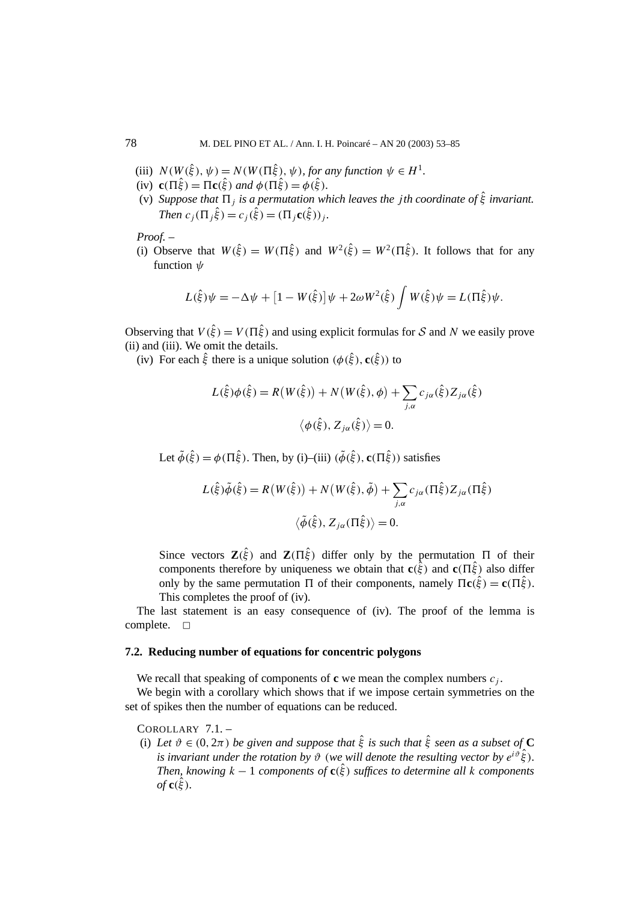(iii) *$N(W(\hat\xi),\psi) = N(W(\Pi\hat\xi),\psi)$, for any function $\psi \in H^1$.*

(iv) *$\mathbf{c}(\Pi\hat\xi) = \Pi\mathbf{c}(\hat\xi)$ and $\phi(\Pi\hat\xi) = \phi(\hat\xi)$.*

(v) *Suppose that $\Pi_j$ is a permutation which leaves the $j$th coordinate of $\hat\xi$ invariant. Then $c_j(\Pi_j\hat\xi) = c_j(\hat\xi) = (\Pi_j\mathbf{c}(\hat\xi))_j$.*

*Proof.* –

(i) Observe that $W(\hat\xi) = W(\Pi\hat\xi)$ and $W^2(\hat\xi) = W^2(\Pi\hat\xi)$. It follows that for any function $\psi$

$$L(\hat\xi)\psi = -\Delta\psi + \left[1 - W(\hat\xi)\right]\psi + 2\omega W^2(\hat\xi)\int W(\hat\xi)\psi = L(\Pi\hat\xi)\psi.$$

Observing that $V(\hat\xi) = V(\Pi\hat\xi)$ and using explicit formulas for $\mathcal{S}$ and $N$ we easily prove (ii) and (iii). We omit the details.

(iv) For each $\hat\xi$ there is a unique solution $(\phi(\hat\xi), \mathbf{c}(\hat\xi))$ to

$$L(\hat\xi)\phi(\hat\xi) = R\big(W(\hat\xi)\big) + N\big(W(\hat\xi),\phi\big) + \sum_{j,\alpha} c_{j\alpha}(\hat\xi)Z_{j\alpha}(\hat\xi)$$

$$\big\langle \phi(\hat\xi), Z_{j\alpha}(\hat\xi)\big\rangle = 0.$$

Let $\tilde\phi(\hat\xi) = \phi(\Pi\hat\xi)$. Then, by (i)–(iii) $(\tilde\phi(\hat\xi), \mathbf{c}(\Pi\hat\xi))$ satisfies

$$L(\hat\xi)\tilde\phi(\hat\xi) = R\big(W(\hat\xi)\big) + N\big(W(\hat\xi),\tilde\phi\big) + \sum_{j,\alpha} c_{j\alpha}(\Pi\hat\xi)Z_{j\alpha}(\Pi\hat\xi)$$

$$\big\langle \tilde\phi(\hat\xi), Z_{j\alpha}(\Pi\hat\xi)\big\rangle = 0.$$

Since vectors $\mathbf{Z}(\hat\xi)$ and $\mathbf{Z}(\Pi\hat\xi)$ differ only by the permutation $\Pi$ of their components therefore by uniqueness we obtain that $\mathbf{c}(\hat\xi)$ and $\mathbf{c}(\Pi\hat\xi)$ also differ only by the same permutation $\Pi$ of their components, namely $\Pi\mathbf{c}(\hat\xi) = \mathbf{c}(\Pi\hat\xi)$. This completes the proof of (iv).

The last statement is an easy consequence of (iv). The proof of the lemma is complete. □

### 7.2. Reducing number of equations for concentric polygons

We recall that speaking of components of $\mathbf{c}$ we mean the complex numbers $c_j$.

We begin with a corollary which shows that if we impose certain symmetries on the set of spikes then the number of equations can be reduced.

COROLLARY 7.1. –

(i) *Let $\vartheta \in (0, 2\pi)$ be given and suppose that $\hat\xi$ is such that $\hat\xi$ seen as a subset of $\mathbf{C}$ is invariant under the rotation by $\vartheta$ (we will denote the resulting vector by $e^{i\vartheta}\hat\xi$). Then, knowing $k-1$ components of $\mathbf{c}(\hat\xi)$ suffices to determine all $k$ components of $\mathbf{c}(\hat\xi)$.*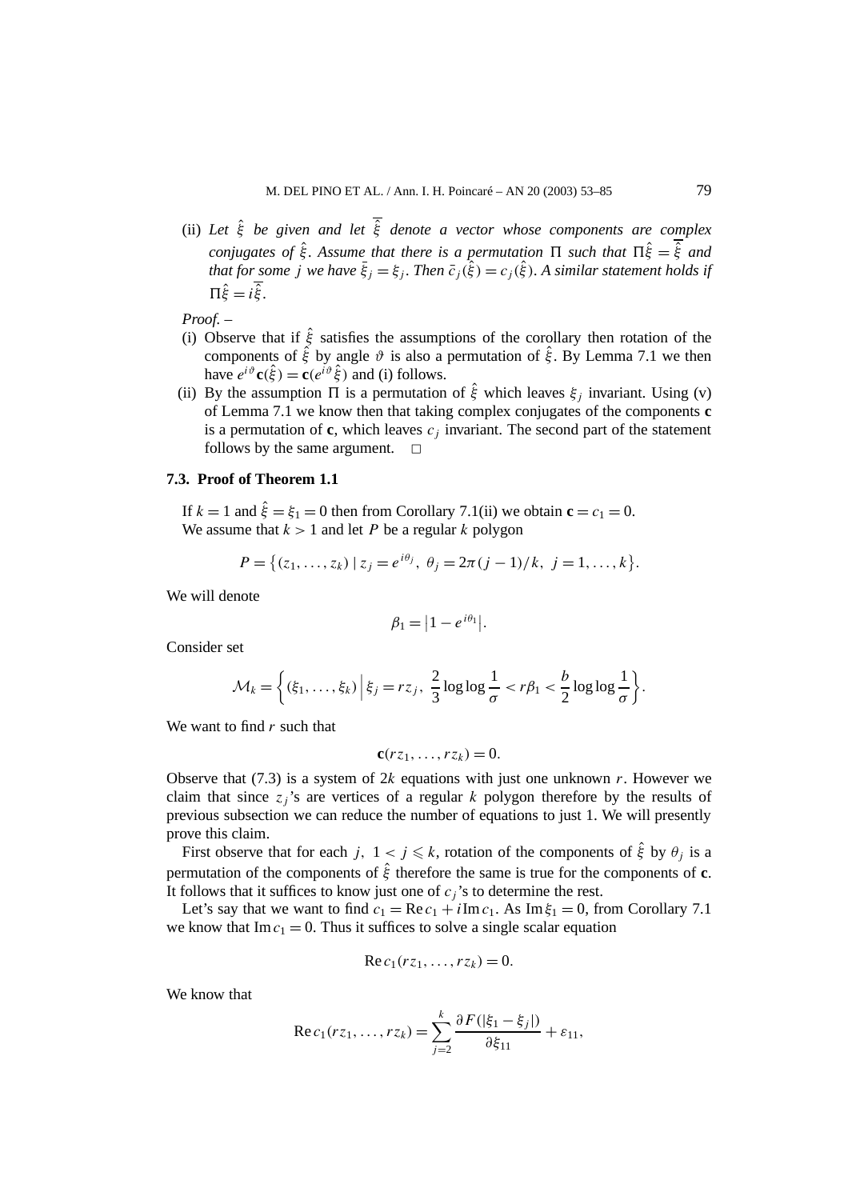(ii) *Let $\hat\xi$ be given and let $\overline{\hat\xi}$ denote a vector whose components are complex conjugates of $\hat\xi$. Assume that there is a permutation $\Pi$ such that $\Pi\hat\xi = \overline{\hat\xi}$ and that for some $j$ we have $\bar\xi_j = \xi_j$. Then $\bar c_j(\hat\xi) = c_j(\hat\xi)$. A similar statement holds if $\Pi\hat\xi = i\overline{\hat\xi}$.*

*Proof.* –

(i) Observe that if $\hat\xi$ satisfies the assumptions of the corollary then rotation of the components of $\hat\xi$ by angle $\vartheta$ is also a permutation of $\hat\xi$. By Lemma 7.1 we then have $e^{i\vartheta}\mathbf{c}(\hat\xi) = \mathbf{c}(e^{i\vartheta}\hat\xi)$ and (i) follows.

(ii) By the assumption $\Pi$ is a permutation of $\hat\xi$ which leaves $\xi_j$ invariant. Using (v) of Lemma 7.1 we know then that taking complex conjugates of the components $\mathbf{c}$ is a permutation of $\mathbf{c}$, which leaves $c_j$ invariant. The second part of the statement follows by the same argument. □

### 7.3. Proof of Theorem 1.1

If $k = 1$ and $\hat\xi = \xi_1 = 0$ then from Corollary 7.1(ii) we obtain $\mathbf{c} = c_1 = 0$.
We assume that $k > 1$ and let $P$ be a regular $k$ polygon

$$P = \{(z_1, \ldots, z_k) \mid z_j = e^{i\theta_j},\ \theta_j = 2\pi(j-1)/k,\ j = 1, \ldots, k\}.$$

We will denote

$$\beta_1 = |1 - e^{i\theta_1}|.$$

Consider set

$$\mathcal{M}_k = \left\{(\xi_1, \ldots, \xi_k)\,\Big|\, \xi_j = rz_j,\ \frac{2}{3}\log\log\frac{1}{\sigma} < r\beta_1 < \frac{b}{2}\log\log\frac{1}{\sigma}\right\}.$$

We want to find $r$ such that

$$\mathbf{c}(rz_1, \ldots, rz_k) = 0.$$

Observe that (7.3) is a system of $2k$ equations with just one unknown $r$. However we claim that since $z_j$'s are vertices of a regular $k$ polygon therefore by the results of previous subsection we can reduce the number of equations to just 1. We will presently prove this claim.

First observe that for each $j$, $1 < j \leqslant k$, rotation of the components of $\hat\xi$ by $\theta_j$ is a permutation of the components of $\hat\xi$ therefore the same is true for the components of $\mathbf{c}$. It follows that it suffices to know just one of $c_j$'s to determine the rest.

Let's say that we want to find $c_1 = \operatorname{Re} c_1 + i\operatorname{Im} c_1$. As $\operatorname{Im}\xi_1 = 0$, from Corollary 7.1 we know that $\operatorname{Im} c_1 = 0$. Thus it suffices to solve a single scalar equation

$$\operatorname{Re} c_1(rz_1, \ldots, rz_k) = 0.$$

We know that

$$\operatorname{Re} c_1(rz_1, \ldots, rz_k) = \sum_{j=2}^{k} \frac{\partial F(|\xi_1 - \xi_j|)}{\partial \xi_{11}} + \varepsilon_{11},$$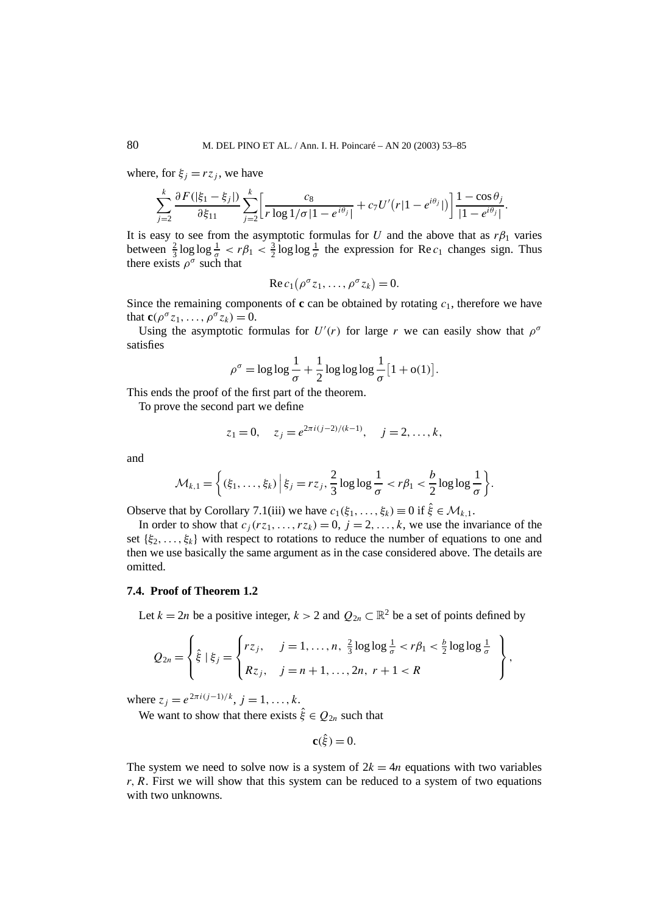where, for $\xi_j = rz_j$, we have

$$\sum_{j=2}^{k} \frac{\partial F(|\xi_1 - \xi_j|)}{\partial \xi_{11}} \sum_{j=2}^{k} \left[ \frac{c_8}{r \log 1/\sigma |1 - e^{i\theta_j}|} + c_7 U'\big(r|1 - e^{i\theta_j}|\big) \right] \frac{1 - \cos\theta_j}{|1 - e^{i\theta_j}|}.$$

It is easy to see from the asymptotic formulas for $U$ and the above that as $r\beta_1$ varies between $\frac{2}{3}\log\log\frac{1}{\sigma} < r\beta_1 < \frac{3}{2}\log\log\frac{1}{\sigma}$ the expression for $\operatorname{Re} c_1$ changes sign. Thus there exists $\rho^\sigma$ such that

$$\operatorname{Re} c_1\big(\rho^\sigma z_1, \ldots, \rho^\sigma z_k\big) = 0.$$

Since the remaining components of $\mathbf{c}$ can be obtained by rotating $c_1$, therefore we have that $\mathbf{c}(\rho^\sigma z_1, \ldots, \rho^\sigma z_k) = 0$.

Using the asymptotic formulas for $U'(r)$ for large $r$ we can easily show that $\rho^\sigma$ satisfies

$$\rho^\sigma = \log\log\frac{1}{\sigma} + \frac{1}{2}\log\log\log\frac{1}{\sigma}\big[1 + \mathrm{o}(1)\big].$$

This ends the proof of the first part of the theorem.

To prove the second part we define

$$z_1 = 0, \quad z_j = e^{2\pi i(j-2)/(k-1)}, \quad j = 2, \ldots, k,$$

and

$$\mathcal{M}_{k,1} = \left\{ (\xi_1, \ldots, \xi_k) \,\Big|\, \xi_j = rz_j, \frac{2}{3}\log\log\frac{1}{\sigma} < r\beta_1 < \frac{b}{2}\log\log\frac{1}{\sigma} \right\}.$$

Observe that by Corollary 7.1(iii) we have $c_1(\xi_1, \ldots, \xi_k) \equiv 0$ if $\hat{\xi} \in \mathcal{M}_{k,1}$.

In order to show that $c_j(rz_1, \ldots, rz_k) = 0$, $j = 2, \ldots, k$, we use the invariance of the set $\{\xi_2, \ldots, \xi_k\}$ with respect to rotations to reduce the number of equations to one and then we use basically the same argument as in the case considered above. The details are omitted.

### 7.4. Proof of Theorem 1.2

Let $k = 2n$ be a positive integer, $k > 2$ and $Q_{2n} \subset \mathbb{R}^2$ be a set of points defined by

$$Q_{2n} = \left\{ \hat{\xi} \mid \xi_j = \begin{cases} rz_j, & j = 1, \ldots, n, \ \frac{2}{3}\log\log\frac{1}{\sigma} < r\beta_1 < \frac{b}{2}\log\log\frac{1}{\sigma} \\ Rz_j, & j = n+1, \ldots, 2n, \ r + 1 < R \end{cases} \right\},$$

where $z_j = e^{2\pi i(j-1)/k}$, $j = 1, \ldots, k$.

We want to show that there exists $\hat{\xi} \in Q_{2n}$ such that

$$\mathbf{c}(\hat{\xi}) = 0.$$

The system we need to solve now is a system of $2k = 4n$ equations with two variables $r, R$. First we will show that this system can be reduced to a system of two equations with two unknowns.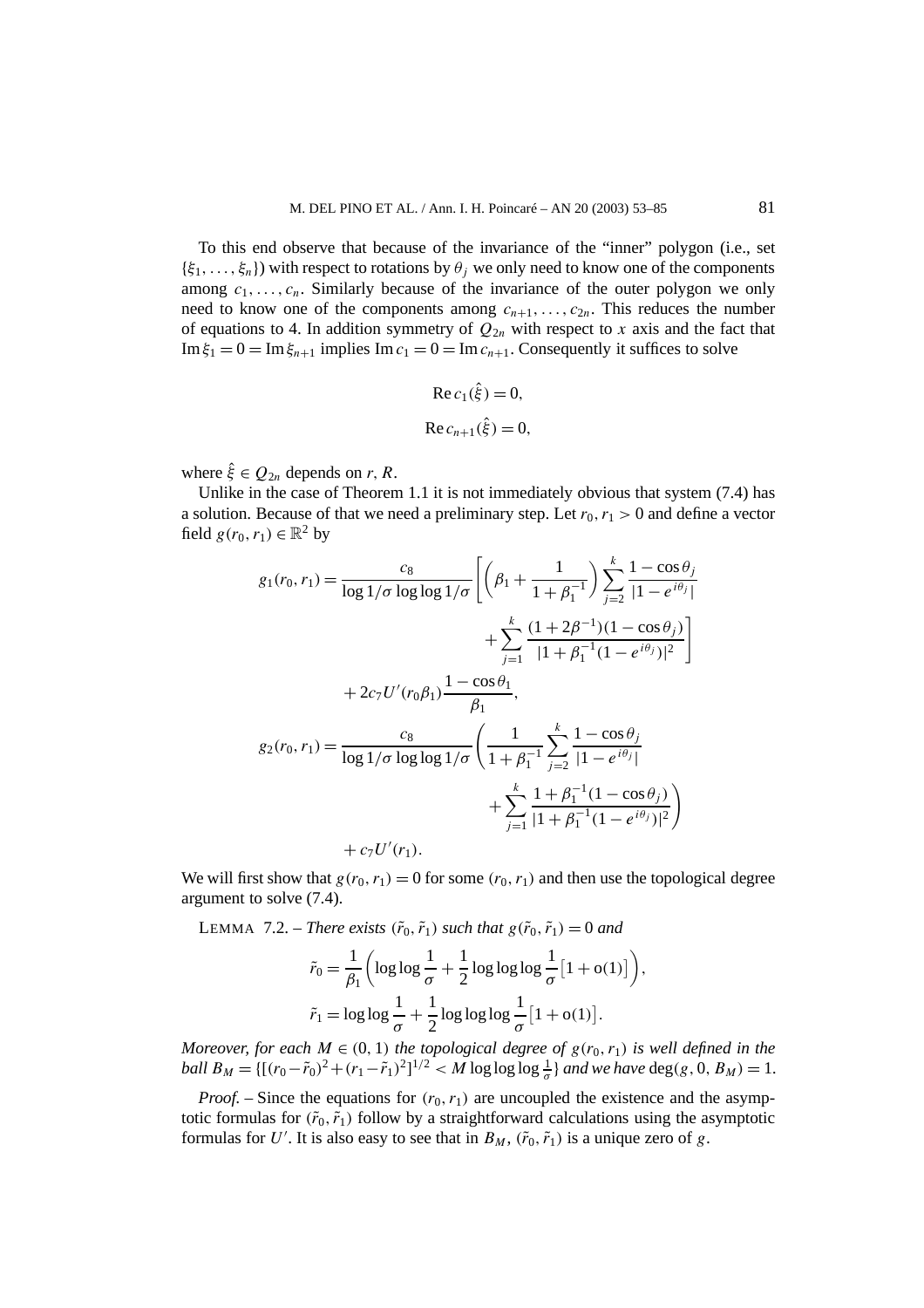To this end observe that because of the invariance of the "inner" polygon (i.e., set $\{\xi_1, \ldots, \xi_n\}$) with respect to rotations by $\theta_j$ we only need to know one of the components among $c_1, \ldots, c_n$. Similarly because of the invariance of the outer polygon we only need to know one of the components among $c_{n+1}, \ldots, c_{2n}$. This reduces the number of equations to 4. In addition symmetry of $Q_{2n}$ with respect to $x$ axis and the fact that $\operatorname{Im} \xi_1 = 0 = \operatorname{Im} \xi_{n+1}$ implies $\operatorname{Im} c_1 = 0 = \operatorname{Im} c_{n+1}$. Consequently it suffices to solve

$$
\begin{aligned}
\operatorname{Re} c_1(\hat{\xi}) &= 0, \\
\operatorname{Re} c_{n+1}(\hat{\xi}) &= 0,
\end{aligned}
$$

where $\hat{\xi} \in Q_{2n}$ depends on $r$, $R$.

Unlike in the case of Theorem 1.1 it is not immediately obvious that system (7.4) has a solution. Because of that we need a preliminary step. Let $r_0, r_1 > 0$ and define a vector field $g(r_0, r_1) \in \mathbb{R}^2$ by

$$
\begin{aligned}
g_1(r_0, r_1) = {} & \frac{c_8}{\log 1/\sigma \log\log 1/\sigma} \left[ \left( \beta_1 + \frac{1}{1+\beta_1^{-1}} \right) \sum_{j=2}^{k} \frac{1-\cos\theta_j}{|1-e^{i\theta_j}|} \right. \\
& \left. + \sum_{j=1}^{k} \frac{(1+2\beta^{-1})(1-\cos\theta_j)}{|1+\beta_1^{-1}(1-e^{i\theta_j})|^2} \right] \\
& + 2c_7 U'(r_0\beta_1) \frac{1-\cos\theta_1}{\beta_1}, \\
g_2(r_0, r_1) = {} & \frac{c_8}{\log 1/\sigma \log\log 1/\sigma} \left( \frac{1}{1+\beta_1^{-1}} \sum_{j=2}^{k} \frac{1-\cos\theta_j}{|1-e^{i\theta_j}|} \right. \\
& \left. + \sum_{j=1}^{k} \frac{1+\beta_1^{-1}(1-\cos\theta_j)}{|1+\beta_1^{-1}(1-e^{i\theta_j})|^2} \right) \\
& + c_7 U'(r_1).
\end{aligned}
$$

We will first show that $g(r_0, r_1) = 0$ for some $(r_0, r_1)$ and then use the topological degree argument to solve (7.4).

LEMMA 7.2. – *There exists $(\tilde{r}_0, \tilde{r}_1)$ such that $g(\tilde{r}_0, \tilde{r}_1) = 0$ and*

$$
\begin{aligned}
\tilde{r}_0 &= \frac{1}{\beta_1} \left( \log\log \frac{1}{\sigma} + \frac{1}{2} \log\log\log \frac{1}{\sigma} \big[ 1 + \mathrm{o}(1) \big] \right), \\
\tilde{r}_1 &= \log\log \frac{1}{\sigma} + \frac{1}{2} \log\log\log \frac{1}{\sigma} \big[ 1 + \mathrm{o}(1) \big].
\end{aligned}
$$

*Moreover, for each $M \in (0, 1)$ the topological degree of $g(r_0, r_1)$ is well defined in the ball $B_M = \{[(r_0 - \tilde{r}_0)^2 + (r_1 - \tilde{r}_1)^2]^{1/2} < M \log\log\log \frac{1}{\sigma}\}$ and we have $\deg(g, 0, B_M) = 1$.*

*Proof.* – Since the equations for $(r_0, r_1)$ are uncoupled the existence and the asymptotic formulas for $(\tilde{r}_0, \tilde{r}_1)$ follow by a straightforward calculations using the asymptotic formulas for $U'$. It is also easy to see that in $B_M$, $(\tilde{r}_0, \tilde{r}_1)$ is a unique zero of $g$.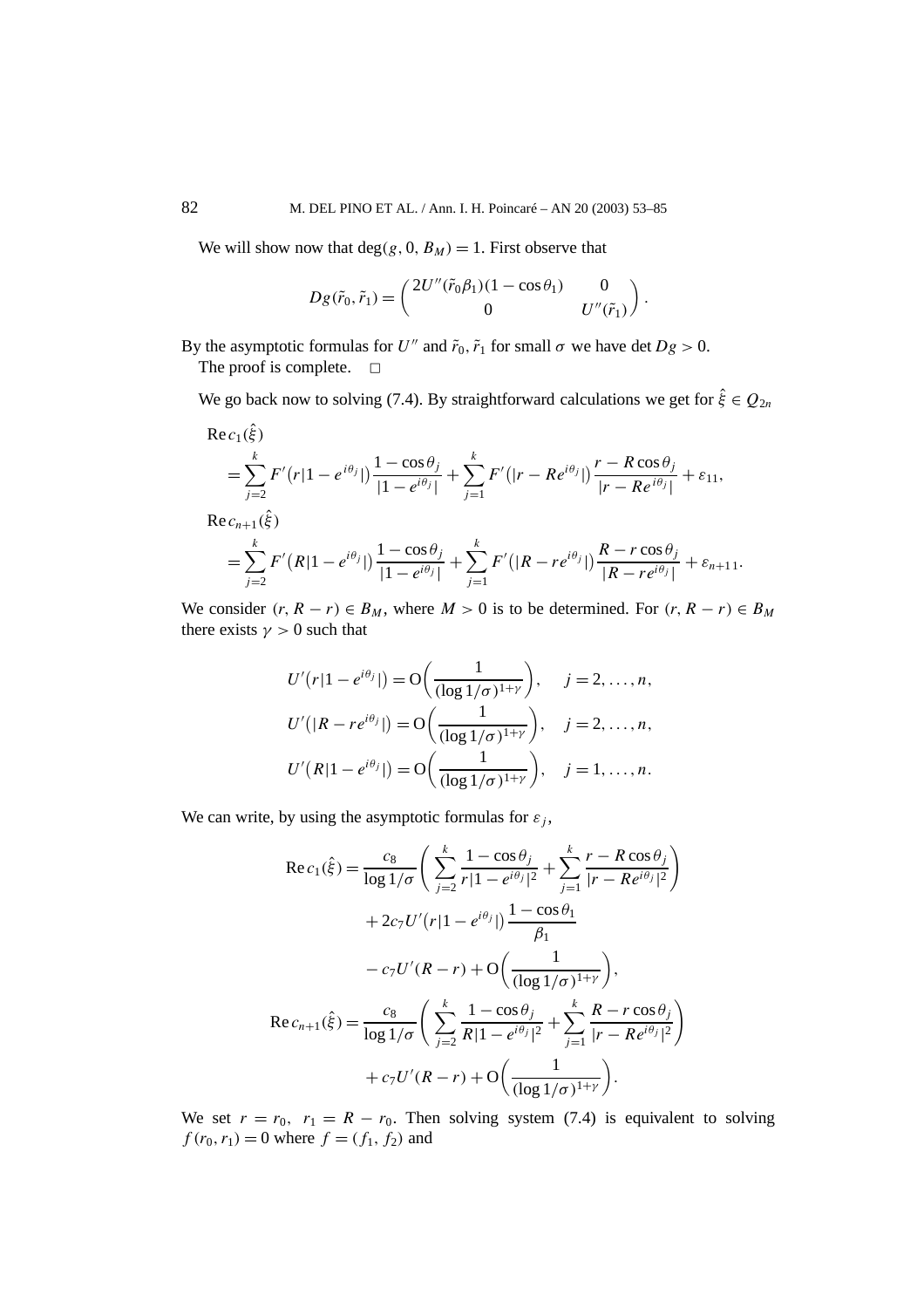We will show now that $\deg(g, 0, B_M) = 1$. First observe that

$$Dg(\tilde{r}_0, \tilde{r}_1) = \begin{pmatrix} 2U''(\tilde{r}_0\beta_1)(1-\cos\theta_1) & 0 \\ 0 & U''(\tilde{r}_1) \end{pmatrix}.$$

By the asymptotic formulas for $U''$ and $\tilde{r}_0, \tilde{r}_1$ for small $\sigma$ we have $\det Dg > 0$.

The proof is complete. □

We go back now to solving (7.4). By straightforward calculations we get for $\hat{\xi} \in Q_{2n}$

$$\begin{aligned}
&\operatorname{Re} c_1(\hat{\xi}) \\
&\quad = \sum_{j=2}^{k} F'\big(r|1-e^{i\theta_j}|\big)\frac{1-\cos\theta_j}{|1-e^{i\theta_j}|} + \sum_{j=1}^{k} F'\big(|r-Re^{i\theta_j}|\big)\frac{r-R\cos\theta_j}{|r-Re^{i\theta_j}|} + \varepsilon_{11}, \\
&\operatorname{Re} c_{n+1}(\hat{\xi}) \\
&\quad = \sum_{j=2}^{k} F'\big(R|1-e^{i\theta_j}|\big)\frac{1-\cos\theta_j}{|1-e^{i\theta_j}|} + \sum_{j=1}^{k} F'\big(|R-re^{i\theta_j}|\big)\frac{R-r\cos\theta_j}{|R-re^{i\theta_j}|} + \varepsilon_{n+11}.
\end{aligned}$$

We consider $(r, R-r) \in B_M$, where $M > 0$ is to be determined. For $(r, R-r) \in B_M$ there exists $\gamma > 0$ such that

$$\begin{aligned}
U'\big(r|1-e^{i\theta_j}|\big) &= \mathrm{O}\bigg(\frac{1}{(\log 1/\sigma)^{1+\gamma}}\bigg), \quad j = 2, \ldots, n, \\
U'\big(|R-re^{i\theta_j}|\big) &= \mathrm{O}\bigg(\frac{1}{(\log 1/\sigma)^{1+\gamma}}\bigg), \quad j = 2, \ldots, n, \\
U'\big(R|1-e^{i\theta_j}|\big) &= \mathrm{O}\bigg(\frac{1}{(\log 1/\sigma)^{1+\gamma}}\bigg), \quad j = 1, \ldots, n.
\end{aligned}$$

We can write, by using the asymptotic formulas for $\varepsilon_j$,

$$\begin{aligned}
\operatorname{Re} c_1(\hat{\xi}) &= \frac{c_8}{\log 1/\sigma}\bigg(\sum_{j=2}^{k}\frac{1-\cos\theta_j}{r|1-e^{i\theta_j}|^2} + \sum_{j=1}^{k}\frac{r-R\cos\theta_j}{|r-Re^{i\theta_j}|^2}\bigg) \\
&\quad + 2c_7 U'\big(r|1-e^{i\theta_j}|\big)\frac{1-\cos\theta_1}{\beta_1} \\
&\quad - c_7 U'(R-r) + \mathrm{O}\bigg(\frac{1}{(\log 1/\sigma)^{1+\gamma}}\bigg), \\
\operatorname{Re} c_{n+1}(\hat{\xi}) &= \frac{c_8}{\log 1/\sigma}\bigg(\sum_{j=2}^{k}\frac{1-\cos\theta_j}{R|1-e^{i\theta_j}|^2} + \sum_{j=1}^{k}\frac{R-r\cos\theta_j}{|r-Re^{i\theta_j}|^2}\bigg) \\
&\quad + c_7 U'(R-r) + \mathrm{O}\bigg(\frac{1}{(\log 1/\sigma)^{1+\gamma}}\bigg).
\end{aligned}$$

We set $r = r_0,\ r_1 = R - r_0$. Then solving system (7.4) is equivalent to solving $f(r_0, r_1) = 0$ where $f = (f_1, f_2)$ and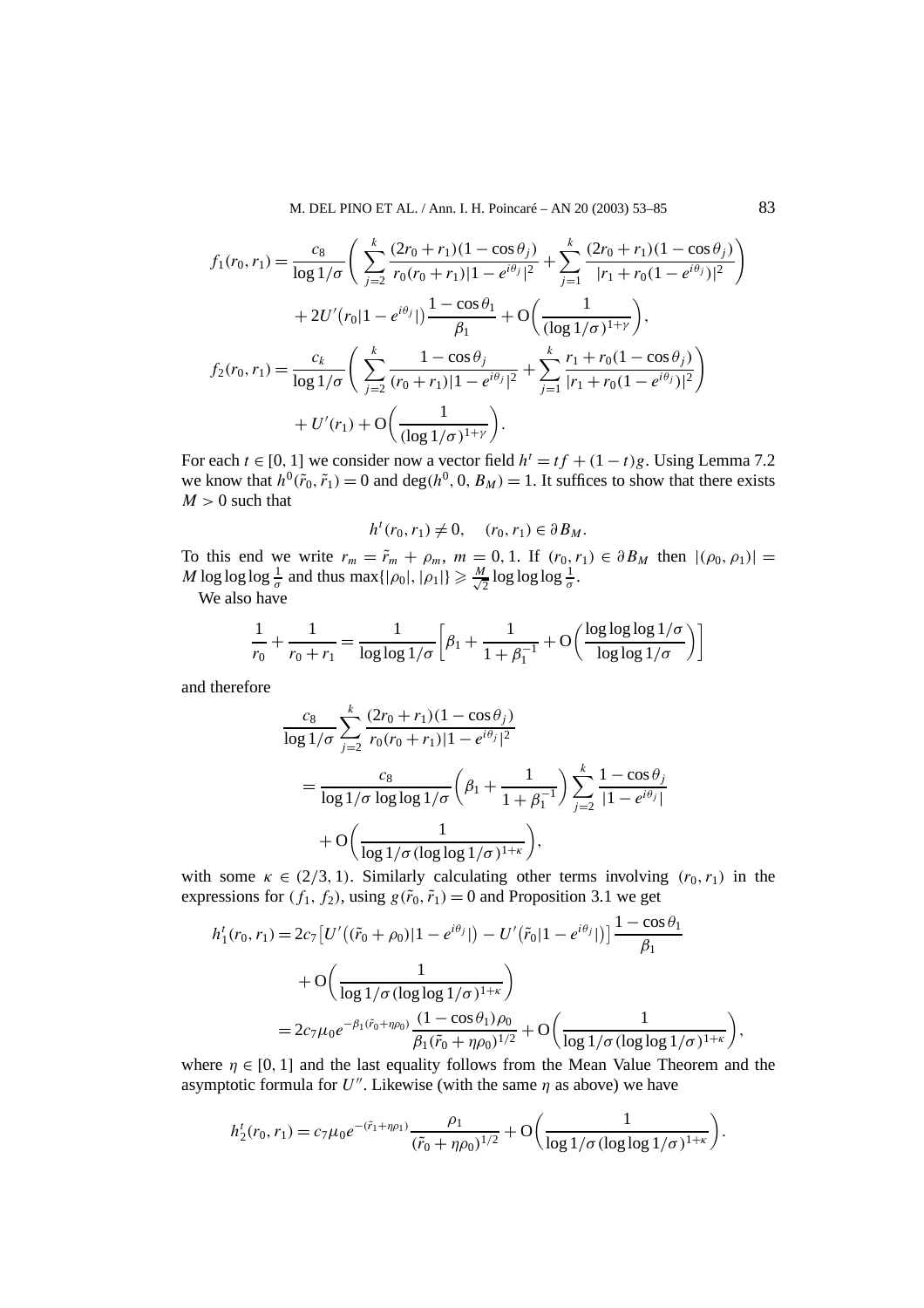$$f_1(r_0, r_1) = \frac{c_8}{\log 1/\sigma} \left( \sum_{j=2}^{k} \frac{(2r_0 + r_1)(1 - \cos\theta_j)}{r_0(r_0 + r_1)|1 - e^{i\theta_j}|^2} + \sum_{j=1}^{k} \frac{(2r_0 + r_1)(1 - \cos\theta_j)}{|r_1 + r_0(1 - e^{i\theta_j})|^2} \right)$$
$$+ 2U'\big(r_0|1 - e^{i\theta_j}|\big) \frac{1 - \cos\theta_1}{\beta_1} + \mathrm{O}\left( \frac{1}{(\log 1/\sigma)^{1+\gamma}} \right),$$
$$f_2(r_0, r_1) = \frac{c_k}{\log 1/\sigma} \left( \sum_{j=2}^{k} \frac{1 - \cos\theta_j}{(r_0 + r_1)|1 - e^{i\theta_j}|^2} + \sum_{j=1}^{k} \frac{r_1 + r_0(1 - \cos\theta_j)}{|r_1 + r_0(1 - e^{i\theta_j})|^2} \right)$$
$$+ U'(r_1) + \mathrm{O}\left( \frac{1}{(\log 1/\sigma)^{1+\gamma}} \right).$$

For each $t \in [0, 1]$ we consider now a vector field $h^t = tf + (1 - t)g$. Using Lemma 7.2 we know that $h^0(\tilde{r}_0, \tilde{r}_1) = 0$ and $\deg(h^0, 0, B_M) = 1$. It suffices to show that there exists $M > 0$ such that

$$h^t(r_0, r_1) \neq 0, \quad (r_0, r_1) \in \partial B_M.$$

To this end we write $r_m = \tilde{r}_m + \rho_m$, $m = 0, 1$. If $(r_0, r_1) \in \partial B_M$ then $|(\rho_0, \rho_1)| = M \log\log\log \frac{1}{\sigma}$ and thus $\max\{|\rho_0|, |\rho_1|\} \geqslant \frac{M}{\sqrt{2}} \log\log\log \frac{1}{\sigma}$.

We also have

$$\frac{1}{r_0} + \frac{1}{r_0 + r_1} = \frac{1}{\log\log 1/\sigma} \left[ \beta_1 + \frac{1}{1 + \beta_1^{-1}} + \mathrm{O}\left( \frac{\log\log\log 1/\sigma}{\log\log 1/\sigma} \right) \right]$$

and therefore

$$\frac{c_8}{\log 1/\sigma} \sum_{j=2}^{k} \frac{(2r_0 + r_1)(1 - \cos\theta_j)}{r_0(r_0 + r_1)|1 - e^{i\theta_j}|^2}$$
$$= \frac{c_8}{\log 1/\sigma \, \log\log 1/\sigma} \left( \beta_1 + \frac{1}{1 + \beta_1^{-1}} \right) \sum_{j=2}^{k} \frac{1 - \cos\theta_j}{|1 - e^{i\theta_j}|}$$
$$+ \mathrm{O}\left( \frac{1}{\log 1/\sigma \, (\log\log 1/\sigma)^{1+\kappa}} \right),$$

with some $\kappa \in (2/3, 1)$. Similarly calculating other terms involving $(r_0, r_1)$ in the expressions for $(f_1, f_2)$, using $g(\tilde{r}_0, \tilde{r}_1) = 0$ and Proposition 3.1 we get

$$h_1^t(r_0, r_1) = 2c_7 \big[ U'\big((\tilde{r}_0 + \rho_0)|1 - e^{i\theta_j}|\big) - U'\big(\tilde{r}_0|1 - e^{i\theta_j}|\big) \big] \frac{1 - \cos\theta_1}{\beta_1}$$
$$+ \mathrm{O}\left( \frac{1}{\log 1/\sigma \, (\log\log 1/\sigma)^{1+\kappa}} \right)$$
$$= 2c_7 \mu_0 e^{-\beta_1(\tilde{r}_0 + \eta\rho_0)} \frac{(1 - \cos\theta_1)\rho_0}{\beta_1(\tilde{r}_0 + \eta\rho_0)^{1/2}} + \mathrm{O}\left( \frac{1}{\log 1/\sigma \, (\log\log 1/\sigma)^{1+\kappa}} \right),$$

where $\eta \in [0, 1]$ and the last equality follows from the Mean Value Theorem and the asymptotic formula for $U''$. Likewise (with the same $\eta$ as above) we have

$$h_2^t(r_0, r_1) = c_7 \mu_0 e^{-(\tilde{r}_1 + \eta\rho_1)} \frac{\rho_1}{(\tilde{r}_0 + \eta\rho_0)^{1/2}} + \mathrm{O}\left( \frac{1}{\log 1/\sigma \, (\log\log 1/\sigma)^{1+\kappa}} \right).$$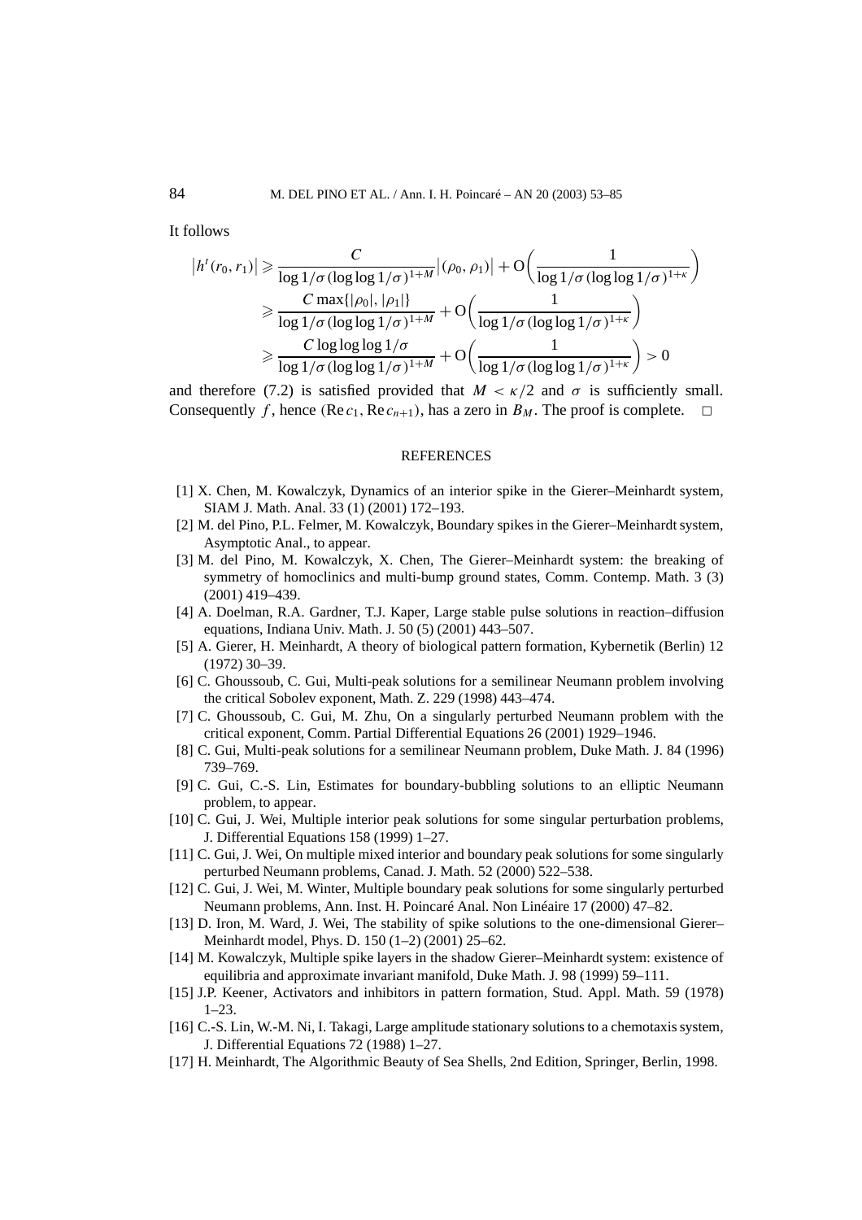It follows

$$
\begin{aligned}
\left|h^t(r_0, r_1)\right| &\geqslant \frac{C}{\log 1/\sigma\,(\log\log 1/\sigma)^{1+M}}\left|(\rho_0, \rho_1)\right| + \mathrm{O}\left(\frac{1}{\log 1/\sigma\,(\log\log 1/\sigma)^{1+\kappa}}\right) \\
&\geqslant \frac{C\max\{|\rho_0|, |\rho_1|\}}{\log 1/\sigma\,(\log\log 1/\sigma)^{1+M}} + \mathrm{O}\left(\frac{1}{\log 1/\sigma\,(\log\log 1/\sigma)^{1+\kappa}}\right) \\
&\geqslant \frac{C\log\log\log 1/\sigma}{\log 1/\sigma\,(\log\log 1/\sigma)^{1+M}} + \mathrm{O}\left(\frac{1}{\log 1/\sigma\,(\log\log 1/\sigma)^{1+\kappa}}\right) > 0
\end{aligned}
$$

and therefore (7.2) is satisfied provided that $M < \kappa/2$ and $\sigma$ is sufficiently small. Consequently $f$, hence $(\mathrm{Re}\,c_1, \mathrm{Re}\,c_{n+1})$, has a zero in $B_M$. The proof is complete. □

## REFERENCES

[1] X. Chen, M. Kowalczyk, Dynamics of an interior spike in the Gierer–Meinhardt system, SIAM J. Math. Anal. 33 (1) (2001) 172–193.

[2] M. del Pino, P.L. Felmer, M. Kowalczyk, Boundary spikes in the Gierer–Meinhardt system, Asymptotic Anal., to appear.

[3] M. del Pino, M. Kowalczyk, X. Chen, The Gierer–Meinhardt system: the breaking of symmetry of homoclinics and multi-bump ground states, Comm. Contemp. Math. 3 (3) (2001) 419–439.

[4] A. Doelman, R.A. Gardner, T.J. Kaper, Large stable pulse solutions in reaction–diffusion equations, Indiana Univ. Math. J. 50 (5) (2001) 443–507.

[5] A. Gierer, H. Meinhardt, A theory of biological pattern formation, Kybernetik (Berlin) 12 (1972) 30–39.

[6] C. Ghoussoub, C. Gui, Multi-peak solutions for a semilinear Neumann problem involving the critical Sobolev exponent, Math. Z. 229 (1998) 443–474.

[7] C. Ghoussoub, C. Gui, M. Zhu, On a singularly perturbed Neumann problem with the critical exponent, Comm. Partial Differential Equations 26 (2001) 1929–1946.

[8] C. Gui, Multi-peak solutions for a semilinear Neumann problem, Duke Math. J. 84 (1996) 739–769.

[9] C. Gui, C.-S. Lin, Estimates for boundary-bubbling solutions to an elliptic Neumann problem, to appear.

[10] C. Gui, J. Wei, Multiple interior peak solutions for some singular perturbation problems, J. Differential Equations 158 (1999) 1–27.

[11] C. Gui, J. Wei, On multiple mixed interior and boundary peak solutions for some singularly perturbed Neumann problems, Canad. J. Math. 52 (2000) 522–538.

[12] C. Gui, J. Wei, M. Winter, Multiple boundary peak solutions for some singularly perturbed Neumann problems, Ann. Inst. H. Poincaré Anal. Non Linéaire 17 (2000) 47–82.

[13] D. Iron, M. Ward, J. Wei, The stability of spike solutions to the one-dimensional Gierer–Meinhardt model, Phys. D. 150 (1–2) (2001) 25–62.

[14] M. Kowalczyk, Multiple spike layers in the shadow Gierer–Meinhardt system: existence of equilibria and approximate invariant manifold, Duke Math. J. 98 (1999) 59–111.

[15] J.P. Keener, Activators and inhibitors in pattern formation, Stud. Appl. Math. 59 (1978) 1–23.

[16] C.-S. Lin, W.-M. Ni, I. Takagi, Large amplitude stationary solutions to a chemotaxis system, J. Differential Equations 72 (1988) 1–27.

[17] H. Meinhardt, The Algorithmic Beauty of Sea Shells, 2nd Edition, Springer, Berlin, 1998.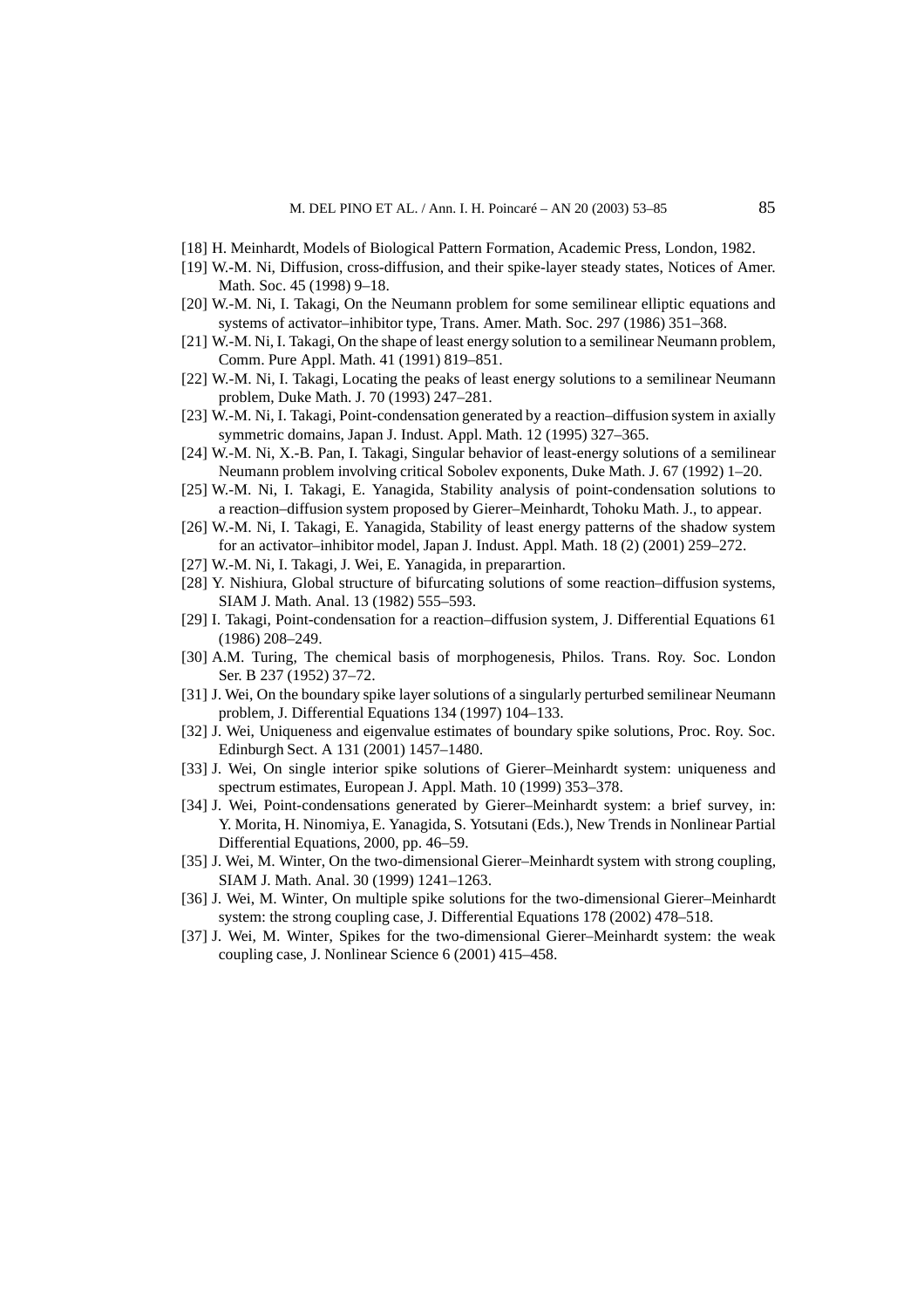[18] H. Meinhardt, Models of Biological Pattern Formation, Academic Press, London, 1982.

[19] W.-M. Ni, Diffusion, cross-diffusion, and their spike-layer steady states, Notices of Amer. Math. Soc. 45 (1998) 9–18.

[20] W.-M. Ni, I. Takagi, On the Neumann problem for some semilinear elliptic equations and systems of activator–inhibitor type, Trans. Amer. Math. Soc. 297 (1986) 351–368.

[21] W.-M. Ni, I. Takagi, On the shape of least energy solution to a semilinear Neumann problem, Comm. Pure Appl. Math. 41 (1991) 819–851.

[22] W.-M. Ni, I. Takagi, Locating the peaks of least energy solutions to a semilinear Neumann problem, Duke Math. J. 70 (1993) 247–281.

[23] W.-M. Ni, I. Takagi, Point-condensation generated by a reaction–diffusion system in axially symmetric domains, Japan J. Indust. Appl. Math. 12 (1995) 327–365.

[24] W.-M. Ni, X.-B. Pan, I. Takagi, Singular behavior of least-energy solutions of a semilinear Neumann problem involving critical Sobolev exponents, Duke Math. J. 67 (1992) 1–20.

[25] W.-M. Ni, I. Takagi, E. Yanagida, Stability analysis of point-condensation solutions to a reaction–diffusion system proposed by Gierer–Meinhardt, Tohoku Math. J., to appear.

[26] W.-M. Ni, I. Takagi, E. Yanagida, Stability of least energy patterns of the shadow system for an activator–inhibitor model, Japan J. Indust. Appl. Math. 18 (2) (2001) 259–272.

[27] W.-M. Ni, I. Takagi, J. Wei, E. Yanagida, in preparartion.

[28] Y. Nishiura, Global structure of bifurcating solutions of some reaction–diffusion systems, SIAM J. Math. Anal. 13 (1982) 555–593.

[29] I. Takagi, Point-condensation for a reaction–diffusion system, J. Differential Equations 61 (1986) 208–249.

[30] A.M. Turing, The chemical basis of morphogenesis, Philos. Trans. Roy. Soc. London Ser. B 237 (1952) 37–72.

[31] J. Wei, On the boundary spike layer solutions of a singularly perturbed semilinear Neumann problem, J. Differential Equations 134 (1997) 104–133.

[32] J. Wei, Uniqueness and eigenvalue estimates of boundary spike solutions, Proc. Roy. Soc. Edinburgh Sect. A 131 (2001) 1457–1480.

[33] J. Wei, On single interior spike solutions of Gierer–Meinhardt system: uniqueness and spectrum estimates, European J. Appl. Math. 10 (1999) 353–378.

[34] J. Wei, Point-condensations generated by Gierer–Meinhardt system: a brief survey, in: Y. Morita, H. Ninomiya, E. Yanagida, S. Yotsutani (Eds.), New Trends in Nonlinear Partial Differential Equations, 2000, pp. 46–59.

[35] J. Wei, M. Winter, On the two-dimensional Gierer–Meinhardt system with strong coupling, SIAM J. Math. Anal. 30 (1999) 1241–1263.

[36] J. Wei, M. Winter, On multiple spike solutions for the two-dimensional Gierer–Meinhardt system: the strong coupling case, J. Differential Equations 178 (2002) 478–518.

[37] J. Wei, M. Winter, Spikes for the two-dimensional Gierer–Meinhardt system: the weak coupling case, J. Nonlinear Science 6 (2001) 415–458.